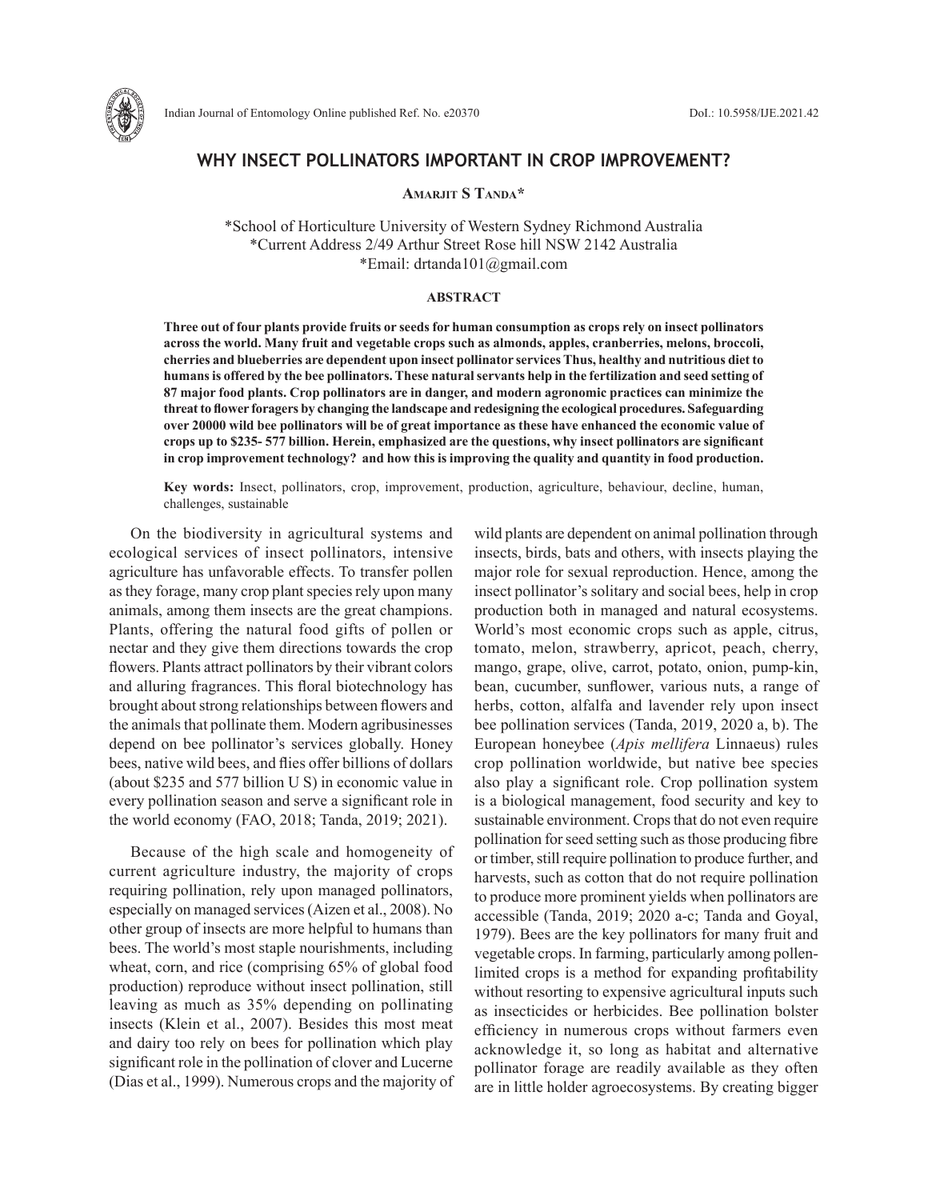# WHY INSECT POLLINATORS IMPORTANT IN CROP IMPROVEMENT?

**Amarjit S Tanda***

*School of Horticulture University of Western Sydney Richmond Australia
*Current Address 2/49 Arthur Street Rose hill NSW 2142 Australia
*Email: drtanda101@gmail.com

## ABSTRACT

**Three out of four plants provide fruits or seeds for human consumption as crops rely on insect pollinators across the world. Many fruit and vegetable crops such as almonds, apples, cranberries, melons, broccoli, cherries and blueberries are dependent upon insect pollinator services Thus, healthy and nutritious diet to humans is offered by the bee pollinators. These natural servants help in the fertilization and seed setting of 87 major food plants. Crop pollinators are in danger, and modern agronomic practices can minimize the threat to flower foragers by changing the landscape and redesigning the ecological procedures. Safeguarding over 20000 wild bee pollinators will be of great importance as these have enhanced the economic value of crops up to $235- 577 billion. Herein, emphasized are the questions, why insect pollinators are significant in crop improvement technology? and how this is improving the quality and quantity in food production.**

**Key words:** Insect, pollinators, crop, improvement, production, agriculture, behaviour, decline, human, challenges, sustainable

On the biodiversity in agricultural systems and ecological services of insect pollinators, intensive agriculture has unfavorable effects. To transfer pollen as they forage, many crop plant species rely upon many animals, among them insects are the great champions. Plants, offering the natural food gifts of pollen or nectar and they give them directions towards the crop flowers. Plants attract pollinators by their vibrant colors and alluring fragrances. This floral biotechnology has brought about strong relationships between flowers and the animals that pollinate them. Modern agribusinesses depend on bee pollinator's services globally. Honey bees, native wild bees, and flies offer billions of dollars (about $235 and 577 billion U S) in economic value in every pollination season and serve a significant role in the world economy (FAO, 2018; Tanda, 2019; 2021).

Because of the high scale and homogeneity of current agriculture industry, the majority of crops requiring pollination, rely upon managed pollinators, especially on managed services (Aizen et al., 2008). No other group of insects are more helpful to humans than bees. The world's most staple nourishments, including wheat, corn, and rice (comprising 65% of global food production) reproduce without insect pollination, still leaving as much as 35% depending on pollinating insects (Klein et al., 2007). Besides this most meat and dairy too rely on bees for pollination which play significant role in the pollination of clover and Lucerne (Dias et al., 1999). Numerous crops and the majority of wild plants are dependent on animal pollination through insects, birds, bats and others, with insects playing the major role for sexual reproduction. Hence, among the insect pollinator's solitary and social bees, help in crop production both in managed and natural ecosystems. World's most economic crops such as apple, citrus, tomato, melon, strawberry, apricot, peach, cherry, mango, grape, olive, carrot, potato, onion, pump-kin, bean, cucumber, sunflower, various nuts, a range of herbs, cotton, alfalfa and lavender rely upon insect bee pollination services (Tanda, 2019, 2020 a, b). The European honeybee (*Apis mellifera* Linnaeus) rules crop pollination worldwide, but native bee species also play a significant role. Crop pollination system is a biological management, food security and key to sustainable environment. Crops that do not even require pollination for seed setting such as those producing fibre or timber, still require pollination to produce further, and harvests, such as cotton that do not require pollination to produce more prominent yields when pollinators are accessible (Tanda, 2019; 2020 a-c; Tanda and Goyal, 1979). Bees are the key pollinators for many fruit and vegetable crops. In farming, particularly among pollen-limited crops is a method for expanding profitability without resorting to expensive agricultural inputs such as insecticides or herbicides. Bee pollination bolster efficiency in numerous crops without farmers even acknowledge it, so long as habitat and alternative pollinator forage are readily available as they often are in little holder agroecosystems. By creating bigger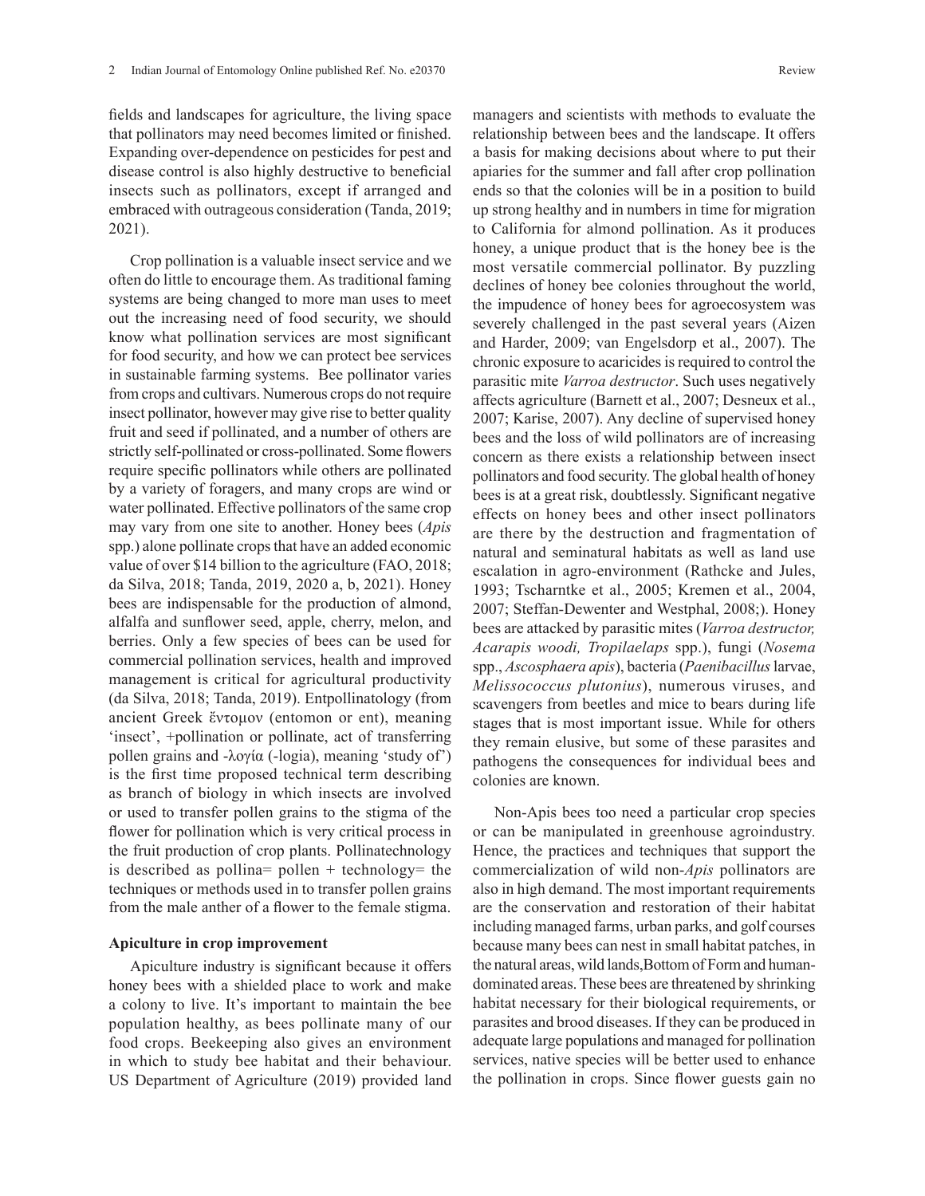fields and landscapes for agriculture, the living space that pollinators may need becomes limited or finished. Expanding over-dependence on pesticides for pest and disease control is also highly destructive to beneficial insects such as pollinators, except if arranged and embraced with outrageous consideration (Tanda, 2019; 2021).

Crop pollination is a valuable insect service and we often do little to encourage them. As traditional faming systems are being changed to more man uses to meet out the increasing need of food security, we should know what pollination services are most significant for food security, and how we can protect bee services in sustainable farming systems. Bee pollinator varies from crops and cultivars. Numerous crops do not require insect pollinator, however may give rise to better quality fruit and seed if pollinated, and a number of others are strictly self-pollinated or cross-pollinated. Some flowers require specific pollinators while others are pollinated by a variety of foragers, and many crops are wind or water pollinated. Effective pollinators of the same crop may vary from one site to another. Honey bees (*Apis* spp.) alone pollinate crops that have an added economic value of over $14 billion to the agriculture (FAO, 2018; da Silva, 2018; Tanda, 2019, 2020 a, b, 2021). Honey bees are indispensable for the production of almond, alfalfa and sunflower seed, apple, cherry, melon, and berries. Only a few species of bees can be used for commercial pollination services, health and improved management is critical for agricultural productivity (da Silva, 2018; Tanda, 2019). Entpollinatology (from ancient Greek ἔντομον (entomon or ent), meaning 'insect', +pollination or pollinate, act of transferring pollen grains and -λογία (-logia), meaning 'study of') is the first time proposed technical term describing as branch of biology in which insects are involved or used to transfer pollen grains to the stigma of the flower for pollination which is very critical process in the fruit production of crop plants. Pollinatechnology is described as pollina= pollen + technology= the techniques or methods used in to transfer pollen grains from the male anther of a flower to the female stigma.

### Apiculture in crop improvement

Apiculture industry is significant because it offers honey bees with a shielded place to work and make a colony to live. It's important to maintain the bee population healthy, as bees pollinate many of our food crops. Beekeeping also gives an environment in which to study bee habitat and their behaviour. US Department of Agriculture (2019) provided land managers and scientists with methods to evaluate the relationship between bees and the landscape. It offers a basis for making decisions about where to put their apiaries for the summer and fall after crop pollination ends so that the colonies will be in a position to build up strong healthy and in numbers in time for migration to California for almond pollination. As it produces honey, a unique product that is the honey bee is the most versatile commercial pollinator. By puzzling declines of honey bee colonies throughout the world, the impudence of honey bees for agroecosystem was severely challenged in the past several years (Aizen and Harder, 2009; van Engelsdorp et al., 2007). The chronic exposure to acaricides is required to control the parasitic mite *Varroa destructor*. Such uses negatively affects agriculture (Barnett et al., 2007; Desneux et al., 2007; Karise, 2007). Any decline of supervised honey bees and the loss of wild pollinators are of increasing concern as there exists a relationship between insect pollinators and food security. The global health of honey bees is at a great risk, doubtlessly. Significant negative effects on honey bees and other insect pollinators are there by the destruction and fragmentation of natural and seminatural habitats as well as land use escalation in agro-environment (Rathcke and Jules, 1993; Tscharntke et al., 2005; Kremen et al., 2004, 2007; Steffan-Dewenter and Westphal, 2008;). Honey bees are attacked by parasitic mites (*Varroa destructor, Acarapis woodi, Tropilaelaps* spp.), fungi (*Nosema* spp., *Ascosphaera apis*), bacteria (*Paenibacillus* larvae, *Melissococcus plutonius*), numerous viruses, and scavengers from beetles and mice to bears during life stages that is most important issue. While for others they remain elusive, but some of these parasites and pathogens the consequences for individual bees and colonies are known.

Non-Apis bees too need a particular crop species or can be manipulated in greenhouse agroindustry. Hence, the practices and techniques that support the commercialization of wild non-*Apis* pollinators are also in high demand. The most important requirements are the conservation and restoration of their habitat including managed farms, urban parks, and golf courses because many bees can nest in small habitat patches, in the natural areas, wild lands,Bottom of Form and human-dominated areas. These bees are threatened by shrinking habitat necessary for their biological requirements, or parasites and brood diseases. If they can be produced in adequate large populations and managed for pollination services, native species will be better used to enhance the pollination in crops. Since flower guests gain no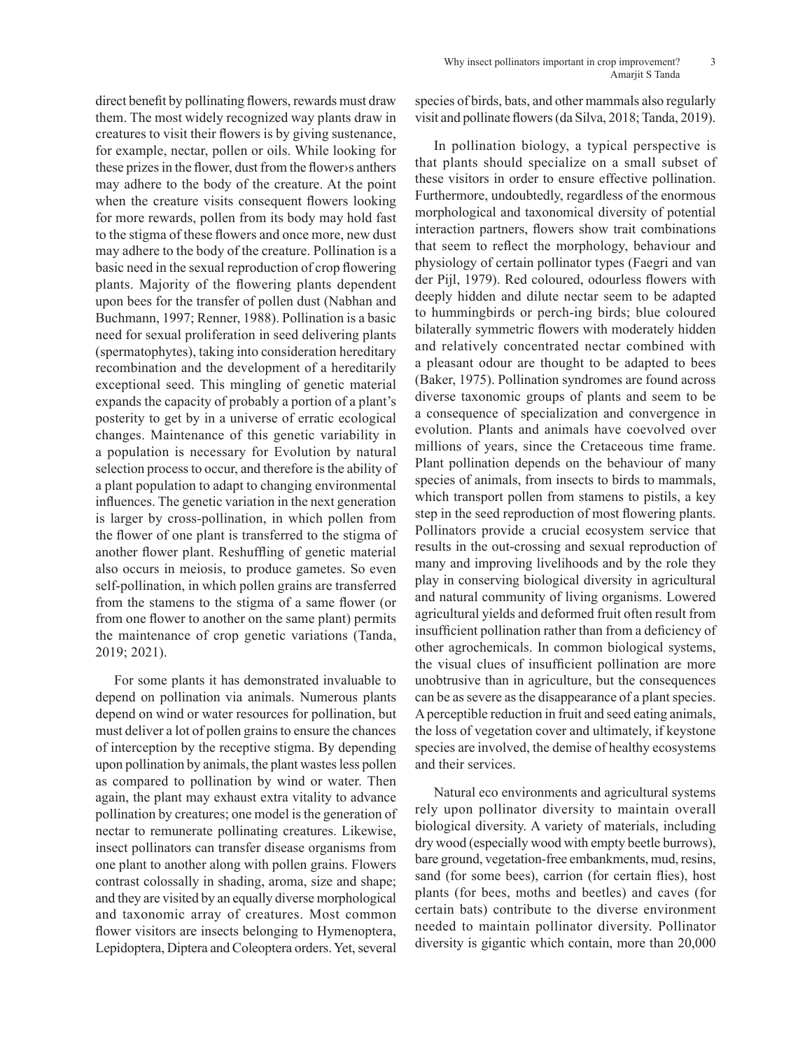direct benefit by pollinating flowers, rewards must draw them. The most widely recognized way plants draw in creatures to visit their flowers is by giving sustenance, for example, nectar, pollen or oils. While looking for these prizes in the flower, dust from the flower›s anthers may adhere to the body of the creature. At the point when the creature visits consequent flowers looking for more rewards, pollen from its body may hold fast to the stigma of these flowers and once more, new dust may adhere to the body of the creature. Pollination is a basic need in the sexual reproduction of crop flowering plants. Majority of the flowering plants dependent upon bees for the transfer of pollen dust (Nabhan and Buchmann, 1997; Renner, 1988). Pollination is a basic need for sexual proliferation in seed delivering plants (spermatophytes), taking into consideration hereditary recombination and the development of a hereditarily exceptional seed. This mingling of genetic material expands the capacity of probably a portion of a plant's posterity to get by in a universe of erratic ecological changes. Maintenance of this genetic variability in a population is necessary for Evolution by natural selection process to occur, and therefore is the ability of a plant population to adapt to changing environmental influences. The genetic variation in the next generation is larger by cross-pollination, in which pollen from the flower of one plant is transferred to the stigma of another flower plant. Reshuffling of genetic material also occurs in meiosis, to produce gametes. So even self-pollination, in which pollen grains are transferred from the stamens to the stigma of a same flower (or from one flower to another on the same plant) permits the maintenance of crop genetic variations (Tanda, 2019; 2021).

For some plants it has demonstrated invaluable to depend on pollination via animals. Numerous plants depend on wind or water resources for pollination, but must deliver a lot of pollen grains to ensure the chances of interception by the receptive stigma. By depending upon pollination by animals, the plant wastes less pollen as compared to pollination by wind or water. Then again, the plant may exhaust extra vitality to advance pollination by creatures; one model is the generation of nectar to remunerate pollinating creatures. Likewise, insect pollinators can transfer disease organisms from one plant to another along with pollen grains. Flowers contrast colossally in shading, aroma, size and shape; and they are visited by an equally diverse morphological and taxonomic array of creatures. Most common flower visitors are insects belonging to Hymenoptera, Lepidoptera, Diptera and Coleoptera orders. Yet, several species of birds, bats, and other mammals also regularly visit and pollinate flowers (da Silva, 2018; Tanda, 2019).

In pollination biology, a typical perspective is that plants should specialize on a small subset of these visitors in order to ensure effective pollination. Furthermore, undoubtedly, regardless of the enormous morphological and taxonomical diversity of potential interaction partners, flowers show trait combinations that seem to reflect the morphology, behaviour and physiology of certain pollinator types (Faegri and van der Pijl, 1979). Red coloured, odourless flowers with deeply hidden and dilute nectar seem to be adapted to hummingbirds or perch-ing birds; blue coloured bilaterally symmetric flowers with moderately hidden and relatively concentrated nectar combined with a pleasant odour are thought to be adapted to bees (Baker, 1975). Pollination syndromes are found across diverse taxonomic groups of plants and seem to be a consequence of specialization and convergence in evolution. Plants and animals have coevolved over millions of years, since the Cretaceous time frame. Plant pollination depends on the behaviour of many species of animals, from insects to birds to mammals, which transport pollen from stamens to pistils, a key step in the seed reproduction of most flowering plants. Pollinators provide a crucial ecosystem service that results in the out-crossing and sexual reproduction of many and improving livelihoods and by the role they play in conserving biological diversity in agricultural and natural community of living organisms. Lowered agricultural yields and deformed fruit often result from insufficient pollination rather than from a deficiency of other agrochemicals. In common biological systems, the visual clues of insufficient pollination are more unobtrusive than in agriculture, but the consequences can be as severe as the disappearance of a plant species. A perceptible reduction in fruit and seed eating animals, the loss of vegetation cover and ultimately, if keystone species are involved, the demise of healthy ecosystems and their services.

Natural eco environments and agricultural systems rely upon pollinator diversity to maintain overall biological diversity. A variety of materials, including dry wood (especially wood with empty beetle burrows), bare ground, vegetation-free embankments, mud, resins, sand (for some bees), carrion (for certain flies), host plants (for bees, moths and beetles) and caves (for certain bats) contribute to the diverse environment needed to maintain pollinator diversity. Pollinator diversity is gigantic which contain, more than 20,000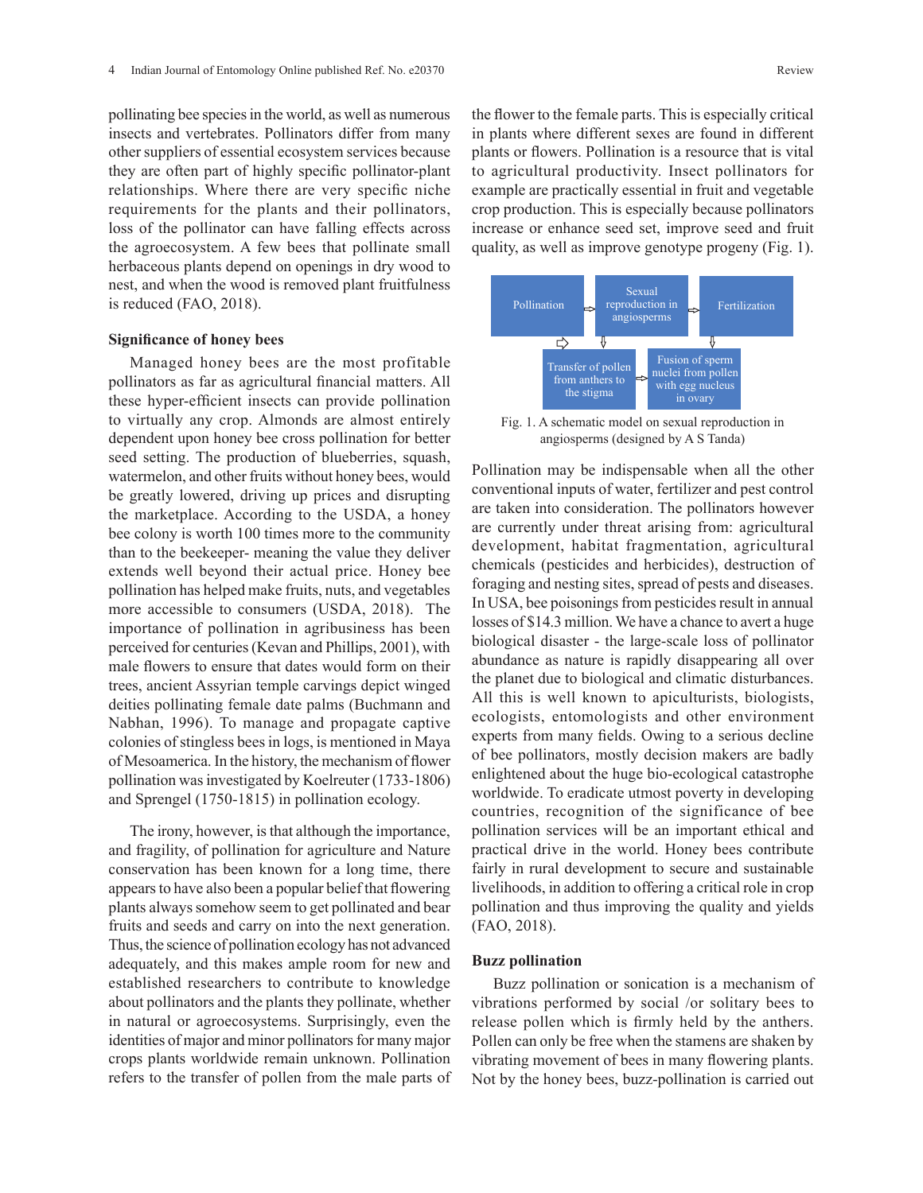pollinating bee species in the world, as well as numerous insects and vertebrates. Pollinators differ from many other suppliers of essential ecosystem services because they are often part of highly specific pollinator-plant relationships. Where there are very specific niche requirements for the plants and their pollinators, loss of the pollinator can have falling effects across the agroecosystem. A few bees that pollinate small herbaceous plants depend on openings in dry wood to nest, and when the wood is removed plant fruitfulness is reduced (FAO, 2018).

### Significance of honey bees

Managed honey bees are the most profitable pollinators as far as agricultural financial matters. All these hyper-efficient insects can provide pollination to virtually any crop. Almonds are almost entirely dependent upon honey bee cross pollination for better seed setting. The production of blueberries, squash, watermelon, and other fruits without honey bees, would be greatly lowered, driving up prices and disrupting the marketplace. According to the USDA, a honey bee colony is worth 100 times more to the community than to the beekeeper- meaning the value they deliver extends well beyond their actual price. Honey bee pollination has helped make fruits, nuts, and vegetables more accessible to consumers (USDA, 2018). The importance of pollination in agribusiness has been perceived for centuries (Kevan and Phillips, 2001), with male flowers to ensure that dates would form on their trees, ancient Assyrian temple carvings depict winged deities pollinating female date palms (Buchmann and Nabhan, 1996). To manage and propagate captive colonies of stingless bees in logs, is mentioned in Maya of Mesoamerica. In the history, the mechanism of flower pollination was investigated by Koelreuter (1733-1806) and Sprengel (1750-1815) in pollination ecology.

The irony, however, is that although the importance, and fragility, of pollination for agriculture and Nature conservation has been known for a long time, there appears to have also been a popular belief that flowering plants always somehow seem to get pollinated and bear fruits and seeds and carry on into the next generation. Thus, the science of pollination ecology has not advanced adequately, and this makes ample room for new and established researchers to contribute to knowledge about pollinators and the plants they pollinate, whether in natural or agroecosystems. Surprisingly, even the identities of major and minor pollinators for many major crops plants worldwide remain unknown. Pollination refers to the transfer of pollen from the male parts of the flower to the female parts. This is especially critical in plants where different sexes are found in different plants or flowers. Pollination is a resource that is vital to agricultural productivity. Insect pollinators for example are practically essential in fruit and vegetable crop production. This is especially because pollinators increase or enhance seed set, improve seed and fruit quality, as well as improve genotype progeny (Fig. 1).

Fig. 1. A schematic model on sexual reproduction in angiosperms (designed by A S Tanda)

Pollination may be indispensable when all the other conventional inputs of water, fertilizer and pest control are taken into consideration. The pollinators however are currently under threat arising from: agricultural development, habitat fragmentation, agricultural chemicals (pesticides and herbicides), destruction of foraging and nesting sites, spread of pests and diseases. In USA, bee poisonings from pesticides result in annual losses of \$14.3 million. We have a chance to avert a huge biological disaster - the large-scale loss of pollinator abundance as nature is rapidly disappearing all over the planet due to biological and climatic disturbances. All this is well known to apiculturists, biologists, ecologists, entomologists and other environment experts from many fields. Owing to a serious decline of bee pollinators, mostly decision makers are badly enlightened about the huge bio-ecological catastrophe worldwide. To eradicate utmost poverty in developing countries, recognition of the significance of bee pollination services will be an important ethical and practical drive in the world. Honey bees contribute fairly in rural development to secure and sustainable livelihoods, in addition to offering a critical role in crop pollination and thus improving the quality and yields (FAO, 2018).

### Buzz pollination

Buzz pollination or sonication is a mechanism of vibrations performed by social /or solitary bees to release pollen which is firmly held by the anthers. Pollen can only be free when the stamens are shaken by vibrating movement of bees in many flowering plants. Not by the honey bees, buzz-pollination is carried out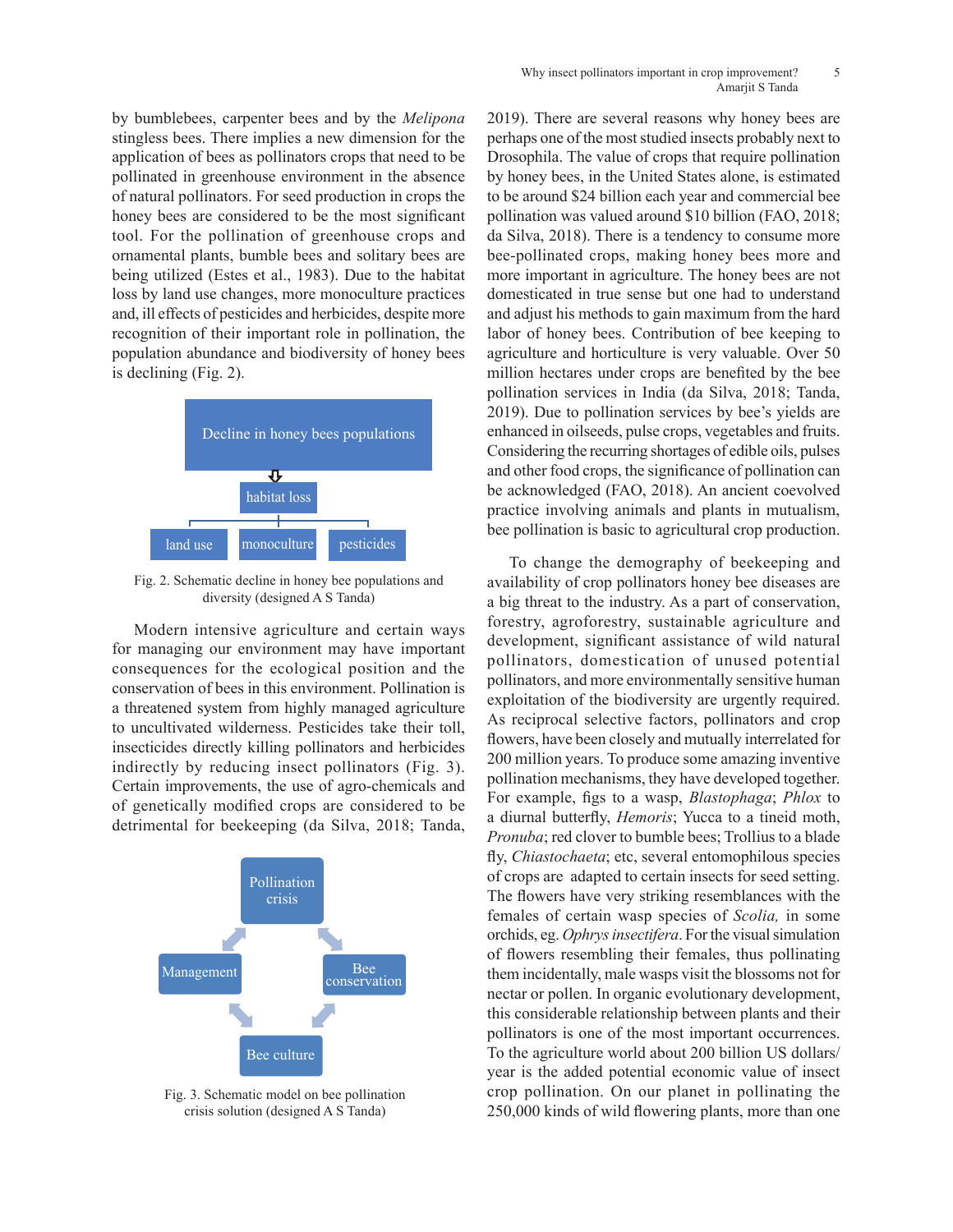by bumblebees, carpenter bees and by the *Melipona* stingless bees. There implies a new dimension for the application of bees as pollinators crops that need to be pollinated in greenhouse environment in the absence of natural pollinators. For seed production in crops the honey bees are considered to be the most significant tool. For the pollination of greenhouse crops and ornamental plants, bumble bees and solitary bees are being utilized (Estes et al., 1983). Due to the habitat loss by land use changes, more monoculture practices and, ill effects of pesticides and herbicides, despite more recognition of their important role in pollination, the population abundance and biodiversity of honey bees is declining (Fig. 2).

Decline in honey bees populations

habitat loss

land use | monoculture | pesticides

Fig. 2. Schematic decline in honey bee populations and diversity (designed A S Tanda)

Modern intensive agriculture and certain ways for managing our environment may have important consequences for the ecological position and the conservation of bees in this environment. Pollination is a threatened system from highly managed agriculture to uncultivated wilderness. Pesticides take their toll, insecticides directly killing pollinators and herbicides indirectly by reducing insect pollinators (Fig. 3). Certain improvements, the use of agro-chemicals and of genetically modified crops are considered to be detrimental for beekeeping (da Silva, 2018; Tanda, 2019). There are several reasons why honey bees are perhaps one of the most studied insects probably next to Drosophila. The value of crops that require pollination by honey bees, in the United States alone, is estimated to be around $24 billion each year and commercial bee pollination was valued around $10 billion (FAO, 2018; da Silva, 2018). There is a tendency to consume more bee-pollinated crops, making honey bees more and more important in agriculture. The honey bees are not domesticated in true sense but one had to understand and adjust his methods to gain maximum from the hard labor of honey bees. Contribution of bee keeping to agriculture and horticulture is very valuable. Over 50 million hectares under crops are benefited by the bee pollination services in India (da Silva, 2018; Tanda, 2019). Due to pollination services by bee's yields are enhanced in oilseeds, pulse crops, vegetables and fruits. Considering the recurring shortages of edible oils, pulses and other food crops, the significance of pollination can be acknowledged (FAO, 2018). An ancient coevolved practice involving animals and plants in mutualism, bee pollination is basic to agricultural crop production.

Pollination crisis

Management | Bee conservation

Bee culture

Fig. 3. Schematic model on bee pollination crisis solution (designed A S Tanda)

To change the demography of beekeeping and availability of crop pollinators honey bee diseases are a big threat to the industry. As a part of conservation, forestry, agroforestry, sustainable agriculture and development, significant assistance of wild natural pollinators, domestication of unused potential pollinators, and more environmentally sensitive human exploitation of the biodiversity are urgently required. As reciprocal selective factors, pollinators and crop flowers, have been closely and mutually interrelated for 200 million years. To produce some amazing inventive pollination mechanisms, they have developed together. For example, figs to a wasp, *Blastophaga*; *Phlox* to a diurnal butterfly, *Hemoris*; Yucca to a tineid moth, *Pronuba*; red clover to bumble bees; Trollius to a blade fly, *Chiastochaeta*; etc, several entomophilous species of crops are adapted to certain insects for seed setting. The flowers have very striking resemblances with the females of certain wasp species of *Scolia,* in some orchids, eg. *Ophrys insectifera*. For the visual simulation of flowers resembling their females, thus pollinating them incidentally, male wasps visit the blossoms not for nectar or pollen. In organic evolutionary development, this considerable relationship between plants and their pollinators is one of the most important occurrences. To the agriculture world about 200 billion US dollars/ year is the added potential economic value of insect crop pollination. On our planet in pollinating the 250,000 kinds of wild flowering plants, more than one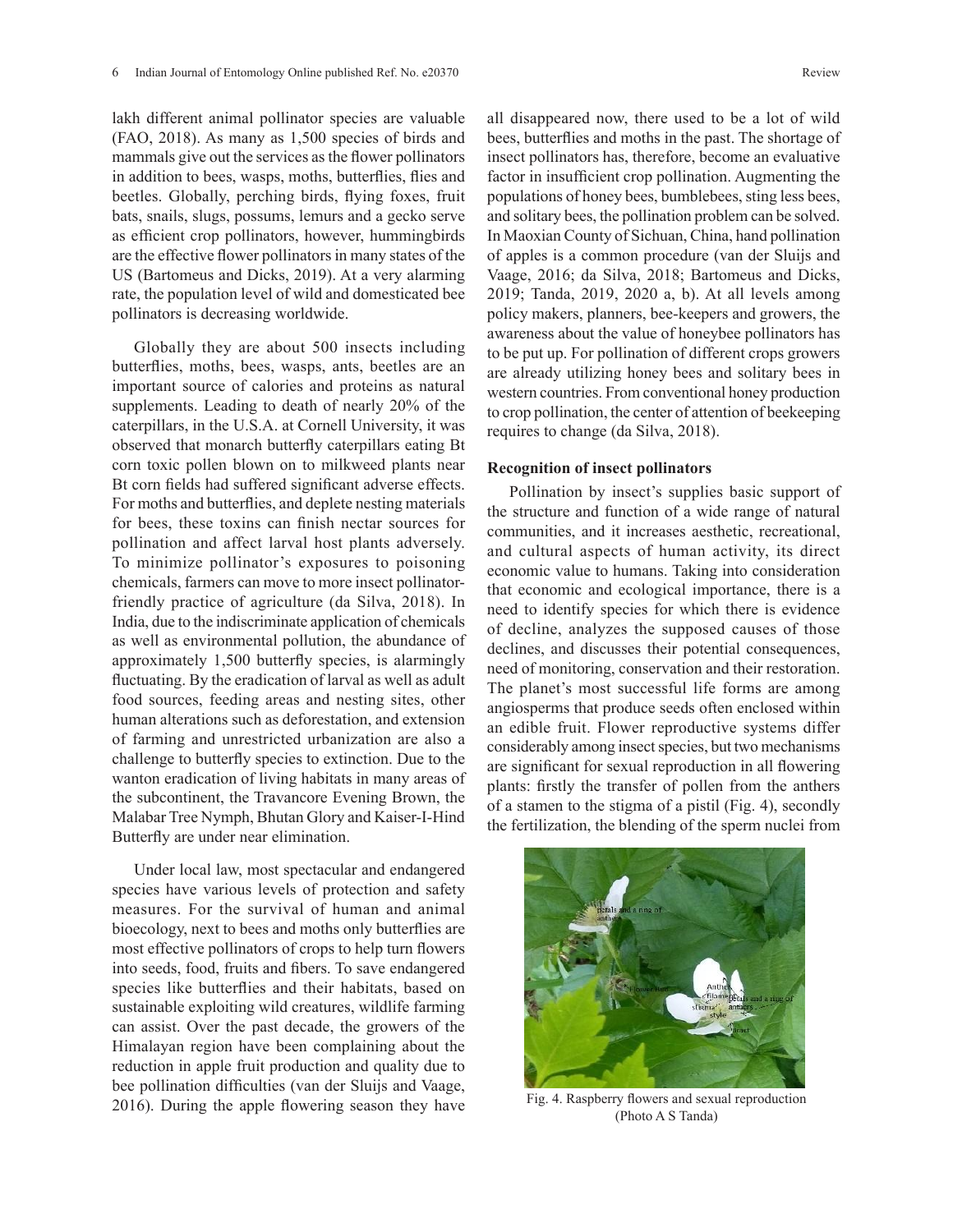lakh different animal pollinator species are valuable (FAO, 2018). As many as 1,500 species of birds and mammals give out the services as the flower pollinators in addition to bees, wasps, moths, butterflies, flies and beetles. Globally, perching birds, flying foxes, fruit bats, snails, slugs, possums, lemurs and a gecko serve as efficient crop pollinators, however, hummingbirds are the effective flower pollinators in many states of the US (Bartomeus and Dicks, 2019). At a very alarming rate, the population level of wild and domesticated bee pollinators is decreasing worldwide.

Globally they are about 500 insects including butterflies, moths, bees, wasps, ants, beetles are an important source of calories and proteins as natural supplements. Leading to death of nearly 20% of the caterpillars, in the U.S.A. at Cornell University, it was observed that monarch butterfly caterpillars eating Bt corn toxic pollen blown on to milkweed plants near Bt corn fields had suffered significant adverse effects. For moths and butterflies, and deplete nesting materials for bees, these toxins can finish nectar sources for pollination and affect larval host plants adversely. To minimize pollinator's exposures to poisoning chemicals, farmers can move to more insect pollinator-friendly practice of agriculture (da Silva, 2018). In India, due to the indiscriminate application of chemicals as well as environmental pollution, the abundance of approximately 1,500 butterfly species, is alarmingly fluctuating. By the eradication of larval as well as adult food sources, feeding areas and nesting sites, other human alterations such as deforestation, and extension of farming and unrestricted urbanization are also a challenge to butterfly species to extinction. Due to the wanton eradication of living habitats in many areas of the subcontinent, the Travancore Evening Brown, the Malabar Tree Nymph, Bhutan Glory and Kaiser-I-Hind Butterfly are under near elimination.

Under local law, most spectacular and endangered species have various levels of protection and safety measures. For the survival of human and animal bioecology, next to bees and moths only butterflies are most effective pollinators of crops to help turn flowers into seeds, food, fruits and fibers. To save endangered species like butterflies and their habitats, based on sustainable exploiting wild creatures, wildlife farming can assist. Over the past decade, the growers of the Himalayan region have been complaining about the reduction in apple fruit production and quality due to bee pollination difficulties (van der Sluijs and Vaage, 2016). During the apple flowering season they have all disappeared now, there used to be a lot of wild bees, butterflies and moths in the past. The shortage of insect pollinators has, therefore, become an evaluative factor in insufficient crop pollination. Augmenting the populations of honey bees, bumblebees, sting less bees, and solitary bees, the pollination problem can be solved. In Maoxian County of Sichuan, China, hand pollination of apples is a common procedure (van der Sluijs and Vaage, 2016; da Silva, 2018; Bartomeus and Dicks, 2019; Tanda, 2019, 2020 a, b). At all levels among policy makers, planners, bee-keepers and growers, the awareness about the value of honeybee pollinators has to be put up. For pollination of different crops growers are already utilizing honey bees and solitary bees in western countries. From conventional honey production to crop pollination, the center of attention of beekeeping requires to change (da Silva, 2018).

**Recognition of insect pollinators**

Pollination by insect's supplies basic support of the structure and function of a wide range of natural communities, and it increases aesthetic, recreational, and cultural aspects of human activity, its direct economic value to humans. Taking into consideration that economic and ecological importance, there is a need to identify species for which there is evidence of decline, analyzes the supposed causes of those declines, and discusses their potential consequences, need of monitoring, conservation and their restoration. The planet's most successful life forms are among angiosperms that produce seeds often enclosed within an edible fruit. Flower reproductive systems differ considerably among insect species, but two mechanisms are significant for sexual reproduction in all flowering plants: firstly the transfer of pollen from the anthers of a stamen to the stigma of a pistil (Fig. 4), secondly the fertilization, the blending of the sperm nuclei from

Fig. 4. Raspberry flowers and sexual reproduction (Photo A S Tanda)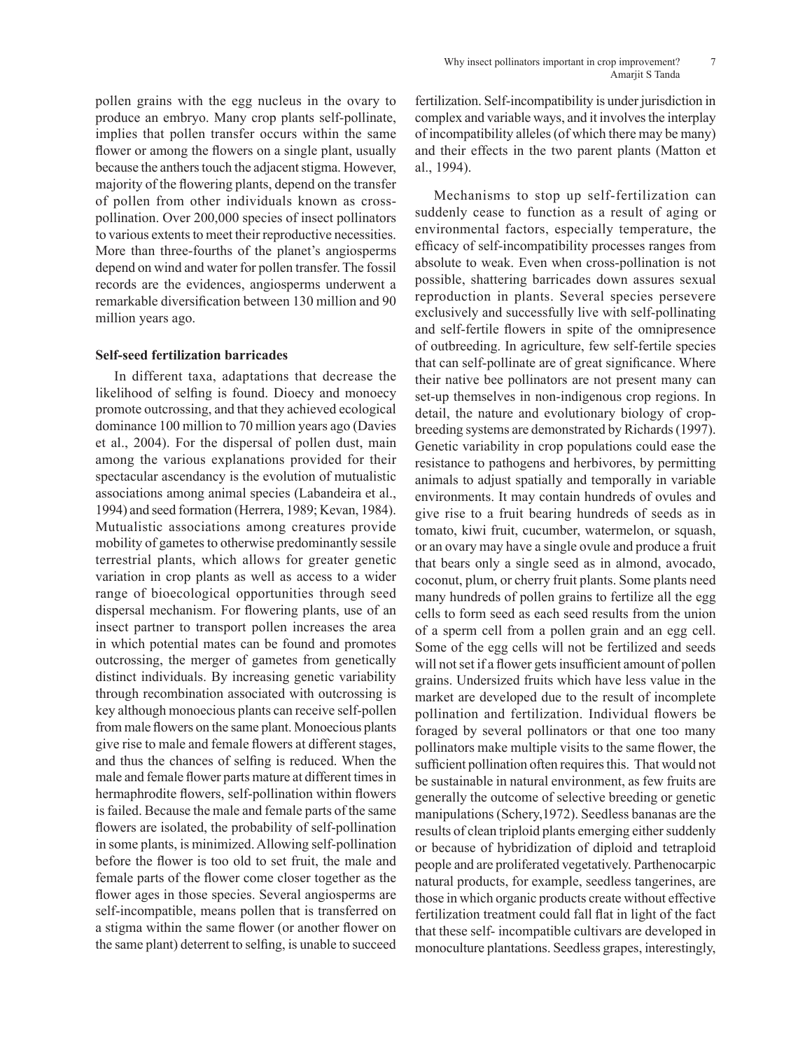pollen grains with the egg nucleus in the ovary to produce an embryo. Many crop plants self-pollinate, implies that pollen transfer occurs within the same flower or among the flowers on a single plant, usually because the anthers touch the adjacent stigma. However, majority of the flowering plants, depend on the transfer of pollen from other individuals known as cross-pollination. Over 200,000 species of insect pollinators to various extents to meet their reproductive necessities. More than three-fourths of the planet's angiosperms depend on wind and water for pollen transfer. The fossil records are the evidences, angiosperms underwent a remarkable diversification between 130 million and 90 million years ago.

**Self-seed fertilization barricades**

In different taxa, adaptations that decrease the likelihood of selfing is found. Dioecy and monoecy promote outcrossing, and that they achieved ecological dominance 100 million to 70 million years ago (Davies et al., 2004). For the dispersal of pollen dust, main among the various explanations provided for their spectacular ascendancy is the evolution of mutualistic associations among animal species (Labandeira et al., 1994) and seed formation (Herrera, 1989; Kevan, 1984). Mutualistic associations among creatures provide mobility of gametes to otherwise predominantly sessile terrestrial plants, which allows for greater genetic variation in crop plants as well as access to a wider range of bioecological opportunities through seed dispersal mechanism. For flowering plants, use of an insect partner to transport pollen increases the area in which potential mates can be found and promotes outcrossing, the merger of gametes from genetically distinct individuals. By increasing genetic variability through recombination associated with outcrossing is key although monoecious plants can receive self-pollen from male flowers on the same plant. Monoecious plants give rise to male and female flowers at different stages, and thus the chances of selfing is reduced. When the male and female flower parts mature at different times in hermaphrodite flowers, self-pollination within flowers is failed. Because the male and female parts of the same flowers are isolated, the probability of self-pollination in some plants, is minimized. Allowing self-pollination before the flower is too old to set fruit, the male and female parts of the flower come closer together as the flower ages in those species. Several angiosperms are self-incompatible, means pollen that is transferred on a stigma within the same flower (or another flower on the same plant) deterrent to selfing, is unable to succeed fertilization. Self-incompatibility is under jurisdiction in complex and variable ways, and it involves the interplay of incompatibility alleles (of which there may be many) and their effects in the two parent plants (Matton et al., 1994).

Mechanisms to stop up self-fertilization can suddenly cease to function as a result of aging or environmental factors, especially temperature, the efficacy of self-incompatibility processes ranges from absolute to weak. Even when cross-pollination is not possible, shattering barricades down assures sexual reproduction in plants. Several species persevere exclusively and successfully live with self-pollinating and self-fertile flowers in spite of the omnipresence of outbreeding. In agriculture, few self-fertile species that can self-pollinate are of great significance. Where their native bee pollinators are not present many can set-up themselves in non-indigenous crop regions. In detail, the nature and evolutionary biology of crop-breeding systems are demonstrated by Richards (1997). Genetic variability in crop populations could ease the resistance to pathogens and herbivores, by permitting animals to adjust spatially and temporally in variable environments. It may contain hundreds of ovules and give rise to a fruit bearing hundreds of seeds as in tomato, kiwi fruit, cucumber, watermelon, or squash, or an ovary may have a single ovule and produce a fruit that bears only a single seed as in almond, avocado, coconut, plum, or cherry fruit plants. Some plants need many hundreds of pollen grains to fertilize all the egg cells to form seed as each seed results from the union of a sperm cell from a pollen grain and an egg cell. Some of the egg cells will not be fertilized and seeds will not set if a flower gets insufficient amount of pollen grains. Undersized fruits which have less value in the market are developed due to the result of incomplete pollination and fertilization. Individual flowers be foraged by several pollinators or that one too many pollinators make multiple visits to the same flower, the sufficient pollination often requires this. That would not be sustainable in natural environment, as few fruits are generally the outcome of selective breeding or genetic manipulations (Schery,1972). Seedless bananas are the results of clean triploid plants emerging either suddenly or because of hybridization of diploid and tetraploid people and are proliferated vegetatively. Parthenocarpic natural products, for example, seedless tangerines, are those in which organic products create without effective fertilization treatment could fall flat in light of the fact that these self- incompatible cultivars are developed in monoculture plantations. Seedless grapes, interestingly,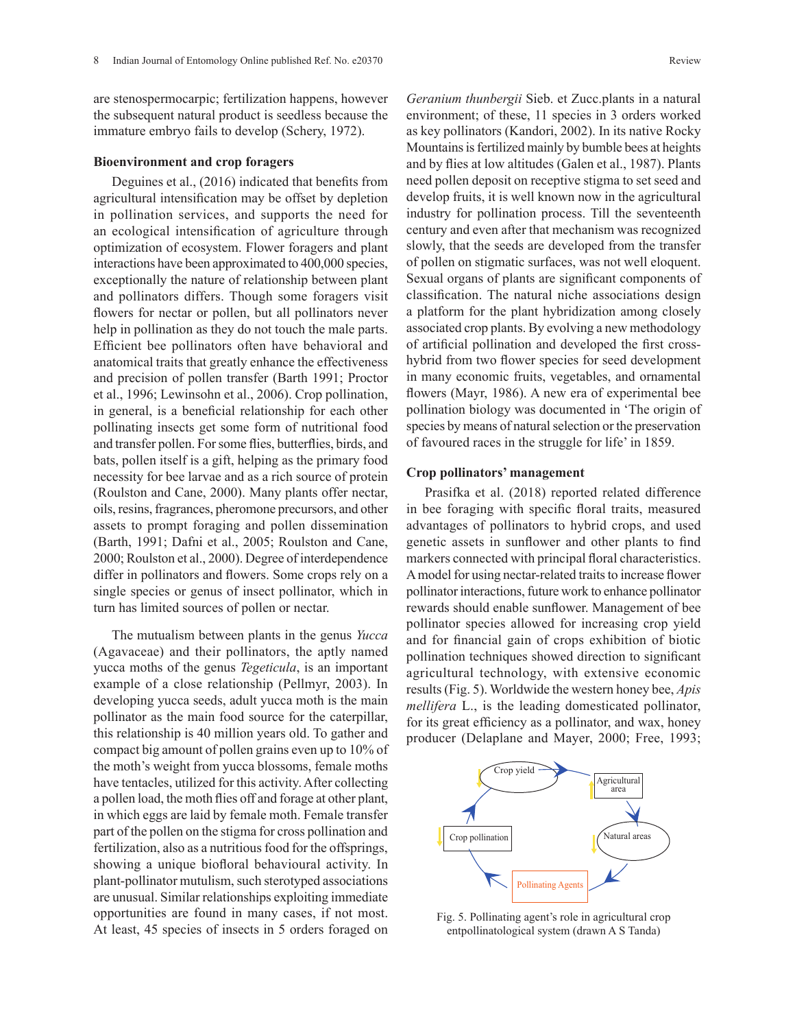are stenospermocarpic; fertilization happens, however the subsequent natural product is seedless because the immature embryo fails to develop (Schery, 1972).

**Bioenvironment and crop foragers**

Deguines et al., (2016) indicated that benefits from agricultural intensification may be offset by depletion in pollination services, and supports the need for an ecological intensification of agriculture through optimization of ecosystem. Flower foragers and plant interactions have been approximated to 400,000 species, exceptionally the nature of relationship between plant and pollinators differs. Though some foragers visit flowers for nectar or pollen, but all pollinators never help in pollination as they do not touch the male parts. Efficient bee pollinators often have behavioral and anatomical traits that greatly enhance the effectiveness and precision of pollen transfer (Barth 1991; Proctor et al., 1996; Lewinsohn et al., 2006). Crop pollination, in general, is a beneficial relationship for each other pollinating insects get some form of nutritional food and transfer pollen. For some flies, butterflies, birds, and bats, pollen itself is a gift, helping as the primary food necessity for bee larvae and as a rich source of protein (Roulston and Cane, 2000). Many plants offer nectar, oils, resins, fragrances, pheromone precursors, and other assets to prompt foraging and pollen dissemination (Barth, 1991; Dafni et al., 2005; Roulston and Cane, 2000; Roulston et al., 2000). Degree of interdependence differ in pollinators and flowers. Some crops rely on a single species or genus of insect pollinator, which in turn has limited sources of pollen or nectar.

The mutualism between plants in the genus *Yucca* (Agavaceae) and their pollinators, the aptly named yucca moths of the genus *Tegeticula*, is an important example of a close relationship (Pellmyr, 2003). In developing yucca seeds, adult yucca moth is the main pollinator as the main food source for the caterpillar, this relationship is 40 million years old. To gather and compact big amount of pollen grains even up to 10% of the moth's weight from yucca blossoms, female moths have tentacles, utilized for this activity. After collecting a pollen load, the moth flies off and forage at other plant, in which eggs are laid by female moth. Female transfer part of the pollen on the stigma for cross pollination and fertilization, also as a nutritious food for the offsprings, showing a unique biofloral behavioural activity. In plant-pollinator mutulism, such sterotyped associations are unusual. Similar relationships exploiting immediate opportunities are found in many cases, if not most. At least, 45 species of insects in 5 orders foraged on *Geranium thunbergii* Sieb. et Zucc.plants in a natural environment; of these, 11 species in 3 orders worked as key pollinators (Kandori, 2002). In its native Rocky Mountains is fertilized mainly by bumble bees at heights and by flies at low altitudes (Galen et al., 1987). Plants need pollen deposit on receptive stigma to set seed and develop fruits, it is well known now in the agricultural industry for pollination process. Till the seventeenth century and even after that mechanism was recognized slowly, that the seeds are developed from the transfer of pollen on stigmatic surfaces, was not well eloquent. Sexual organs of plants are significant components of classification. The natural niche associations design a platform for the plant hybridization among closely associated crop plants. By evolving a new methodology of artificial pollination and developed the first cross-hybrid from two flower species for seed development in many economic fruits, vegetables, and ornamental flowers (Mayr, 1986). A new era of experimental bee pollination biology was documented in 'The origin of species by means of natural selection or the preservation of favoured races in the struggle for life' in 1859.

**Crop pollinators' management**

Prasifka et al. (2018) reported related difference in bee foraging with specific floral traits, measured advantages of pollinators to hybrid crops, and used genetic assets in sunflower and other plants to find markers connected with principal floral characteristics. A model for using nectar-related traits to increase flower pollinator interactions, future work to enhance pollinator rewards should enable sunflower. Management of bee pollinator species allowed for increasing crop yield and for financial gain of crops exhibition of biotic pollination techniques showed direction to significant agricultural technology, with extensive economic results (Fig. 5). Worldwide the western honey bee, *Apis mellifera* L., is the leading domesticated pollinator, for its great efficiency as a pollinator, and wax, honey producer (Delaplane and Mayer, 2000; Free, 1993;

Fig. 5. Pollinating agent's role in agricultural crop entpollinatological system (drawn A S Tanda)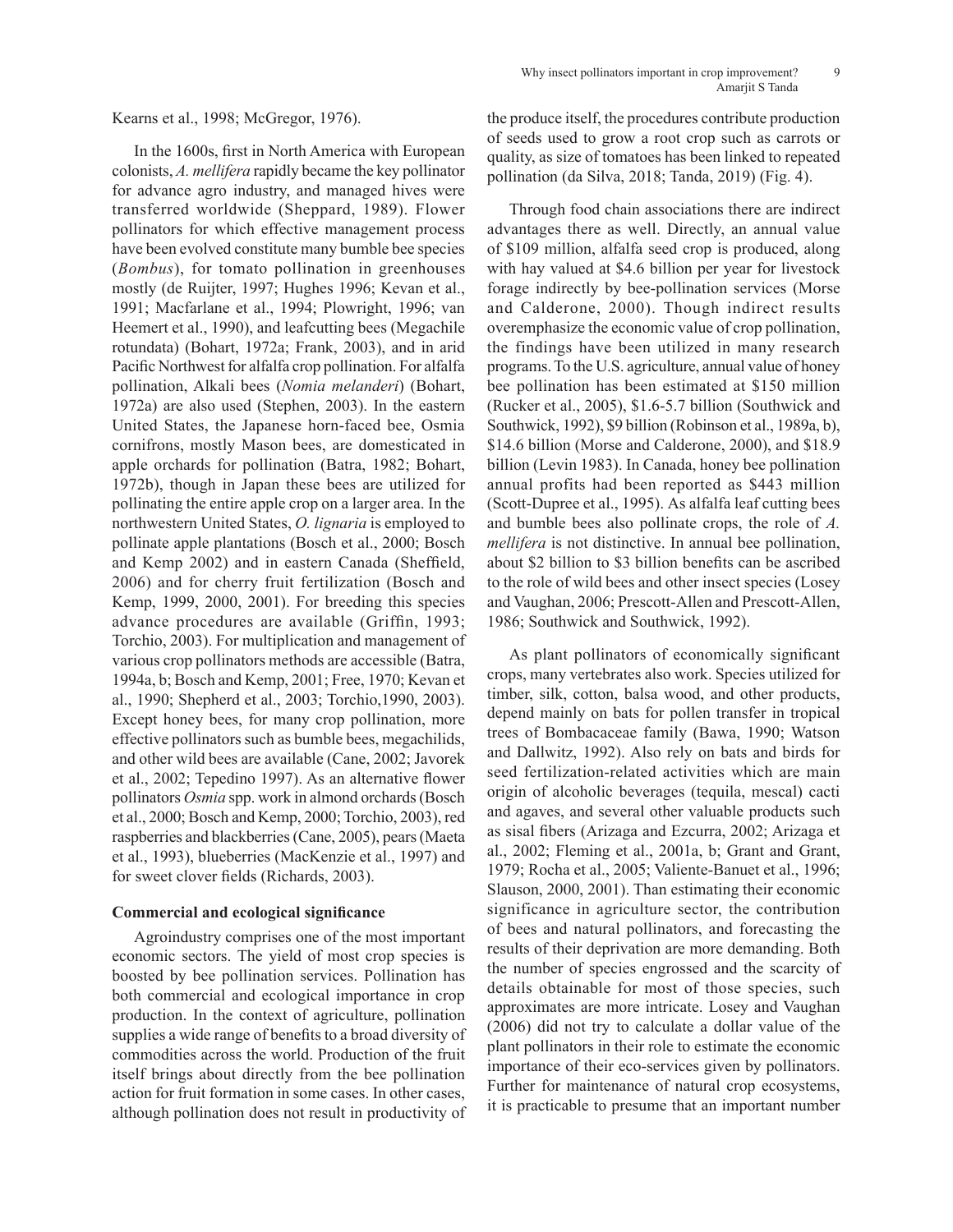Kearns et al., 1998; McGregor, 1976).

In the 1600s, first in North America with European colonists, *A. mellifera* rapidly became the key pollinator for advance agro industry, and managed hives were transferred worldwide (Sheppard, 1989). Flower pollinators for which effective management process have been evolved constitute many bumble bee species (*Bombus*), for tomato pollination in greenhouses mostly (de Ruijter, 1997; Hughes 1996; Kevan et al., 1991; Macfarlane et al., 1994; Plowright, 1996; van Heemert et al., 1990), and leafcutting bees (Megachile rotundata) (Bohart, 1972a; Frank, 2003), and in arid Pacific Northwest for alfalfa crop pollination. For alfalfa pollination, Alkali bees (*Nomia melanderi*) (Bohart, 1972a) are also used (Stephen, 2003). In the eastern United States, the Japanese horn-faced bee, Osmia cornifrons, mostly Mason bees, are domesticated in apple orchards for pollination (Batra, 1982; Bohart, 1972b), though in Japan these bees are utilized for pollinating the entire apple crop on a larger area. In the northwestern United States, *O. lignaria* is employed to pollinate apple plantations (Bosch et al., 2000; Bosch and Kemp 2002) and in eastern Canada (Sheffield, 2006) and for cherry fruit fertilization (Bosch and Kemp, 1999, 2000, 2001). For breeding this species advance procedures are available (Griffin, 1993; Torchio, 2003). For multiplication and management of various crop pollinators methods are accessible (Batra, 1994a, b; Bosch and Kemp, 2001; Free, 1970; Kevan et al., 1990; Shepherd et al., 2003; Torchio,1990, 2003). Except honey bees, for many crop pollination, more effective pollinators such as bumble bees, megachilids, and other wild bees are available (Cane, 2002; Javorek et al., 2002; Tepedino 1997). As an alternative flower pollinators *Osmia* spp. work in almond orchards (Bosch et al., 2000; Bosch and Kemp, 2000; Torchio, 2003), red raspberries and blackberries (Cane, 2005), pears (Maeta et al., 1993), blueberries (MacKenzie et al., 1997) and for sweet clover fields (Richards, 2003).

## Commercial and ecological significance

Agroindustry comprises one of the most important economic sectors. The yield of most crop species is boosted by bee pollination services. Pollination has both commercial and ecological importance in crop production. In the context of agriculture, pollination supplies a wide range of benefits to a broad diversity of commodities across the world. Production of the fruit itself brings about directly from the bee pollination action for fruit formation in some cases. In other cases, although pollination does not result in productivity of the produce itself, the procedures contribute production of seeds used to grow a root crop such as carrots or quality, as size of tomatoes has been linked to repeated pollination (da Silva, 2018; Tanda, 2019) (Fig. 4).

Through food chain associations there are indirect advantages there as well. Directly, an annual value of $109 million, alfalfa seed crop is produced, along with hay valued at $4.6 billion per year for livestock forage indirectly by bee-pollination services (Morse and Calderone, 2000). Though indirect results overemphasize the economic value of crop pollination, the findings have been utilized in many research programs. To the U.S. agriculture, annual value of honey bee pollination has been estimated at $150 million (Rucker et al., 2005), $1.6-5.7 billion (Southwick and Southwick, 1992), $9 billion (Robinson et al., 1989a, b), $14.6 billion (Morse and Calderone, 2000), and $18.9 billion (Levin 1983). In Canada, honey bee pollination annual profits had been reported as $443 million (Scott-Dupree et al., 1995). As alfalfa leaf cutting bees and bumble bees also pollinate crops, the role of *A. mellifera* is not distinctive. In annual bee pollination, about $2 billion to $3 billion benefits can be ascribed to the role of wild bees and other insect species (Losey and Vaughan, 2006; Prescott-Allen and Prescott-Allen, 1986; Southwick and Southwick, 1992).

As plant pollinators of economically significant crops, many vertebrates also work. Species utilized for timber, silk, cotton, balsa wood, and other products, depend mainly on bats for pollen transfer in tropical trees of Bombacaceae family (Bawa, 1990; Watson and Dallwitz, 1992). Also rely on bats and birds for seed fertilization-related activities which are main origin of alcoholic beverages (tequila, mescal) cacti and agaves, and several other valuable products such as sisal fibers (Arizaga and Ezcurra, 2002; Arizaga et al., 2002; Fleming et al., 2001a, b; Grant and Grant, 1979; Rocha et al., 2005; Valiente-Banuet et al., 1996; Slauson, 2000, 2001). Than estimating their economic significance in agriculture sector, the contribution of bees and natural pollinators, and forecasting the results of their deprivation are more demanding. Both the number of species engrossed and the scarcity of details obtainable for most of those species, such approximates are more intricate. Losey and Vaughan (2006) did not try to calculate a dollar value of the plant pollinators in their role to estimate the economic importance of their eco-services given by pollinators. Further for maintenance of natural crop ecosystems, it is practicable to presume that an important number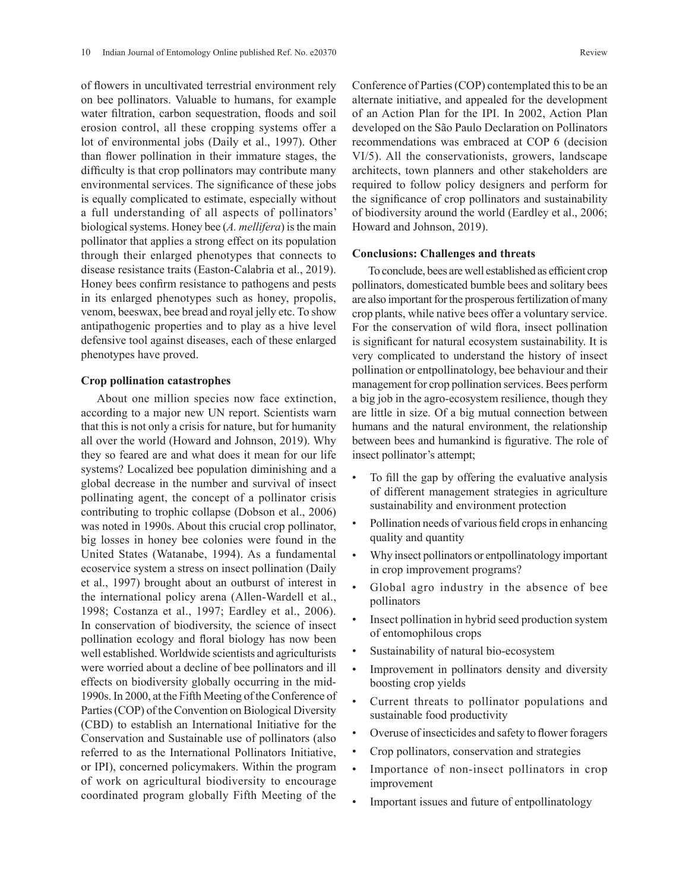of flowers in uncultivated terrestrial environment rely on bee pollinators. Valuable to humans, for example water filtration, carbon sequestration, floods and soil erosion control, all these cropping systems offer a lot of environmental jobs (Daily et al., 1997). Other than flower pollination in their immature stages, the difficulty is that crop pollinators may contribute many environmental services. The significance of these jobs is equally complicated to estimate, especially without a full understanding of all aspects of pollinators' biological systems. Honey bee (*A. mellifera*) is the main pollinator that applies a strong effect on its population through their enlarged phenotypes that connects to disease resistance traits (Easton-Calabria et al., 2019). Honey bees confirm resistance to pathogens and pests in its enlarged phenotypes such as honey, propolis, venom, beeswax, bee bread and royal jelly etc. To show antipathogenic properties and to play as a hive level defensive tool against diseases, each of these enlarged phenotypes have proved.

### Crop pollination catastrophes

About one million species now face extinction, according to a major new UN report. Scientists warn that this is not only a crisis for nature, but for humanity all over the world (Howard and Johnson, 2019). Why they so feared are and what does it mean for our life systems? Localized bee population diminishing and a global decrease in the number and survival of insect pollinating agent, the concept of a pollinator crisis contributing to trophic collapse (Dobson et al., 2006) was noted in 1990s. About this crucial crop pollinator, big losses in honey bee colonies were found in the United States (Watanabe, 1994). As a fundamental ecoservice system a stress on insect pollination (Daily et al., 1997) brought about an outburst of interest in the international policy arena (Allen-Wardell et al., 1998; Costanza et al., 1997; Eardley et al., 2006). In conservation of biodiversity, the science of insect pollination ecology and floral biology has now been well established. Worldwide scientists and agriculturists were worried about a decline of bee pollinators and ill effects on biodiversity globally occurring in the mid-1990s. In 2000, at the Fifth Meeting of the Conference of Parties (COP) of the Convention on Biological Diversity (CBD) to establish an International Initiative for the Conservation and Sustainable use of pollinators (also referred to as the International Pollinators Initiative, or IPI), concerned policymakers. Within the program of work on agricultural biodiversity to encourage coordinated program globally Fifth Meeting of the Conference of Parties (COP) contemplated this to be an alternate initiative, and appealed for the development of an Action Plan for the IPI. In 2002, Action Plan developed on the São Paulo Declaration on Pollinators recommendations was embraced at COP 6 (decision VI/5). All the conservationists, growers, landscape architects, town planners and other stakeholders are required to follow policy designers and perform for the significance of crop pollinators and sustainability of biodiversity around the world (Eardley et al., 2006; Howard and Johnson, 2019).

### Conclusions: Challenges and threats

To conclude, bees are well established as efficient crop pollinators, domesticated bumble bees and solitary bees are also important for the prosperous fertilization of many crop plants, while native bees offer a voluntary service. For the conservation of wild flora, insect pollination is significant for natural ecosystem sustainability. It is very complicated to understand the history of insect pollination or entpollinatology, bee behaviour and their management for crop pollination services. Bees perform a big job in the agro-ecosystem resilience, though they are little in size. Of a big mutual connection between humans and the natural environment, the relationship between bees and humankind is figurative. The role of insect pollinator's attempt;

- To fill the gap by offering the evaluative analysis of different management strategies in agriculture sustainability and environment protection
- Pollination needs of various field crops in enhancing quality and quantity
- Why insect pollinators or entpollinatology important in crop improvement programs?
- Global agro industry in the absence of bee pollinators
- Insect pollination in hybrid seed production system of entomophilous crops
- Sustainability of natural bio-ecosystem
- Improvement in pollinators density and diversity boosting crop yields
- Current threats to pollinator populations and sustainable food productivity
- Overuse of insecticides and safety to flower foragers
- Crop pollinators, conservation and strategies
- Importance of non-insect pollinators in crop improvement
- Important issues and future of entpollinatology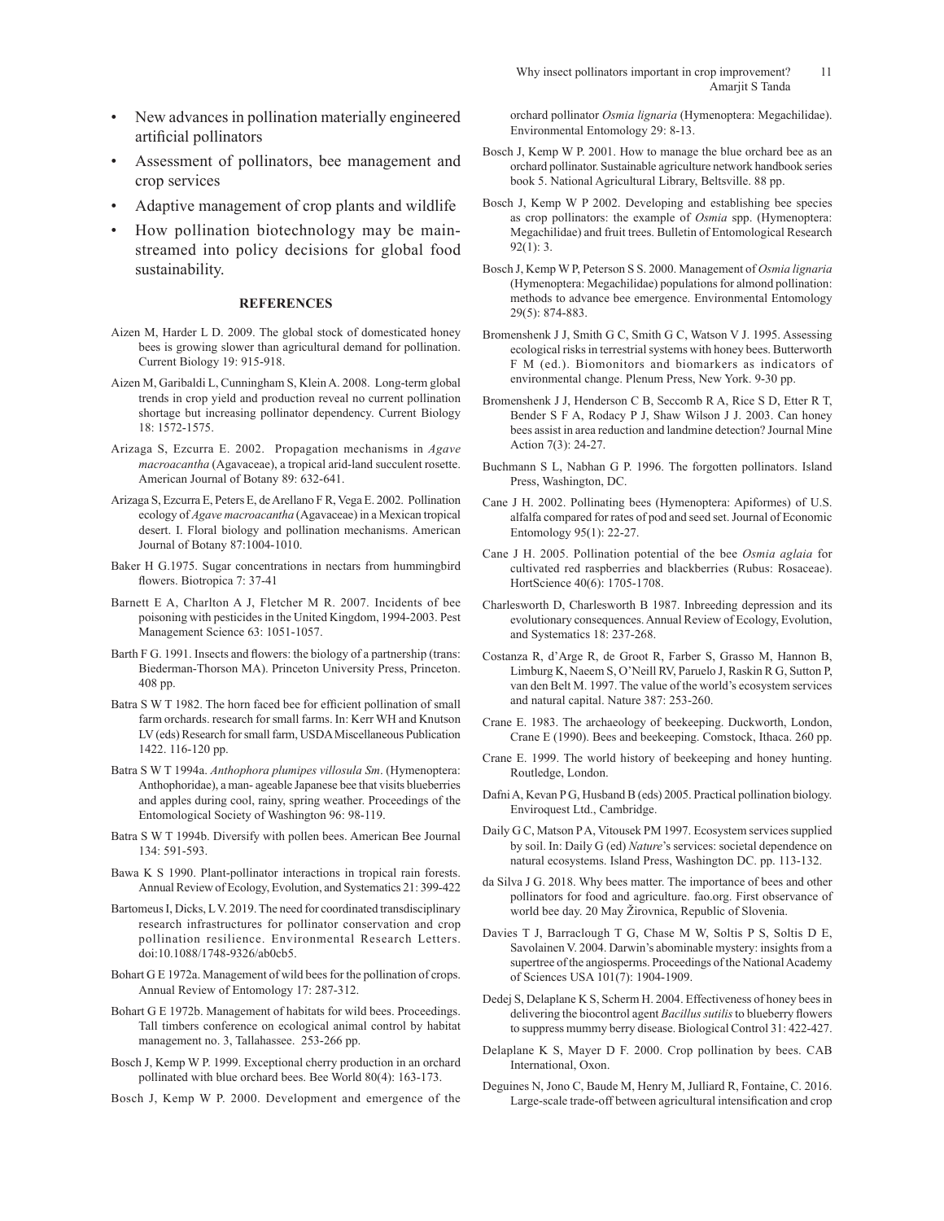- New advances in pollination materially engineered artificial pollinators
- Assessment of pollinators, bee management and crop services
- Adaptive management of crop plants and wildlife
- How pollination biotechnology may be mainstreamed into policy decisions for global food sustainability.

## REFERENCES

Aizen M, Harder L D. 2009. The global stock of domesticated honey bees is growing slower than agricultural demand for pollination. Current Biology 19: 915-918.

Aizen M, Garibaldi L, Cunningham S, Klein A. 2008. Long-term global trends in crop yield and production reveal no current pollination shortage but increasing pollinator dependency. Current Biology 18: 1572-1575.

Arizaga S, Ezcurra E. 2002. Propagation mechanisms in *Agave macroacantha* (Agavaceae), a tropical arid-land succulent rosette. American Journal of Botany 89: 632-641.

Arizaga S, Ezcurra E, Peters E, de Arellano F R, Vega E. 2002. Pollination ecology of *Agave macroacantha* (Agavaceae) in a Mexican tropical desert. I. Floral biology and pollination mechanisms. American Journal of Botany 87:1004-1010.

Baker H G.1975. Sugar concentrations in nectars from hummingbird flowers. Biotropica 7: 37-41

Barnett E A, Charlton A J, Fletcher M R. 2007. Incidents of bee poisoning with pesticides in the United Kingdom, 1994-2003. Pest Management Science 63: 1051-1057.

Barth F G. 1991. Insects and flowers: the biology of a partnership (trans: Biederman-Thorson MA). Princeton University Press, Princeton. 408 pp.

Batra S W T 1982. The horn faced bee for efficient pollination of small farm orchards. research for small farms. In: Kerr WH and Knutson LV (eds) Research for small farm, USDA Miscellaneous Publication 1422. 116-120 pp.

Batra S W T 1994a. *Anthophora plumipes villosula Sm*. (Hymenoptera: Anthophoridae), a man- ageable Japanese bee that visits blueberries and apples during cool, rainy, spring weather. Proceedings of the Entomological Society of Washington 96: 98-119.

Batra S W T 1994b. Diversify with pollen bees. American Bee Journal 134: 591-593.

Bawa K S 1990. Plant-pollinator interactions in tropical rain forests. Annual Review of Ecology, Evolution, and Systematics 21: 399-422

Bartomeus I, Dicks, L V. 2019. The need for coordinated transdisciplinary research infrastructures for pollinator conservation and crop pollination resilience. Environmental Research Letters. doi:10.1088/1748-9326/ab0cb5.

Bohart G E 1972a. Management of wild bees for the pollination of crops. Annual Review of Entomology 17: 287-312.

Bohart G E 1972b. Management of habitats for wild bees. Proceedings. Tall timbers conference on ecological animal control by habitat management no. 3, Tallahassee. 253-266 pp.

Bosch J, Kemp W P. 1999. Exceptional cherry production in an orchard pollinated with blue orchard bees. Bee World 80(4): 163-173.

Bosch J, Kemp W P. 2000. Development and emergence of the orchard pollinator *Osmia lignaria* (Hymenoptera: Megachilidae). Environmental Entomology 29: 8-13.

Bosch J, Kemp W P. 2001. How to manage the blue orchard bee as an orchard pollinator. Sustainable agriculture network handbook series book 5. National Agricultural Library, Beltsville. 88 pp.

Bosch J, Kemp W P 2002. Developing and establishing bee species as crop pollinators: the example of *Osmia* spp. (Hymenoptera: Megachilidae) and fruit trees. Bulletin of Entomological Research 92(1): 3.

Bosch J, Kemp W P, Peterson S S. 2000. Management of *Osmia lignaria* (Hymenoptera: Megachilidae) populations for almond pollination: methods to advance bee emergence. Environmental Entomology 29(5): 874-883.

Bromenshenk J J, Smith G C, Smith G C, Watson V J. 1995. Assessing ecological risks in terrestrial systems with honey bees. Butterworth F M (ed.). Biomonitors and biomarkers as indicators of environmental change. Plenum Press, New York. 9-30 pp.

Bromenshenk J J, Henderson C B, Seccomb R A, Rice S D, Etter R T, Bender S F A, Rodacy P J, Shaw Wilson J J. 2003. Can honey bees assist in area reduction and landmine detection? Journal Mine Action 7(3): 24-27.

Buchmann S L, Nabhan G P. 1996. The forgotten pollinators. Island Press, Washington, DC.

Cane J H. 2002. Pollinating bees (Hymenoptera: Apiformes) of U.S. alfalfa compared for rates of pod and seed set. Journal of Economic Entomology 95(1): 22-27.

Cane J H. 2005. Pollination potential of the bee *Osmia aglaia* for cultivated red raspberries and blackberries (Rubus: Rosaceae). HortScience 40(6): 1705-1708.

Charlesworth D, Charlesworth B 1987. Inbreeding depression and its evolutionary consequences. Annual Review of Ecology, Evolution, and Systematics 18: 237-268.

Costanza R, d'Arge R, de Groot R, Farber S, Grasso M, Hannon B, Limburg K, Naeem S, O'Neill RV, Paruelo J, Raskin R G, Sutton P, van den Belt M. 1997. The value of the world's ecosystem services and natural capital. Nature 387: 253-260.

Crane E. 1983. The archaeology of beekeeping. Duckworth, London, Crane E (1990). Bees and beekeeping. Comstock, Ithaca. 260 pp.

Crane E. 1999. The world history of beekeeping and honey hunting. Routledge, London.

Dafni A, Kevan P G, Husband B (eds) 2005. Practical pollination biology. Enviroquest Ltd., Cambridge.

Daily G C, Matson P A, Vitousek PM 1997. Ecosystem services supplied by soil. In: Daily G (ed) *Nature*'s services: societal dependence on natural ecosystems. Island Press, Washington DC. pp. 113-132.

da Silva J G. 2018. Why bees matter. The importance of bees and other pollinators for food and agriculture. fao.org. First observance of world bee day. 20 May Žirovnica, Republic of Slovenia.

Davies T J, Barraclough T G, Chase M W, Soltis P S, Soltis D E, Savolainen V. 2004. Darwin's abominable mystery: insights from a supertree of the angiosperms. Proceedings of the National Academy of Sciences USA 101(7): 1904-1909.

Dedej S, Delaplane K S, Scherm H. 2004. Effectiveness of honey bees in delivering the biocontrol agent *Bacillus sutilis* to blueberry flowers to suppress mummy berry disease. Biological Control 31: 422-427.

Delaplane K S, Mayer D F. 2000. Crop pollination by bees. CAB International, Oxon.

Deguines N, Jono C, Baude M, Henry M, Julliard R, Fontaine, C. 2016. Large-scale trade-off between agricultural intensification and crop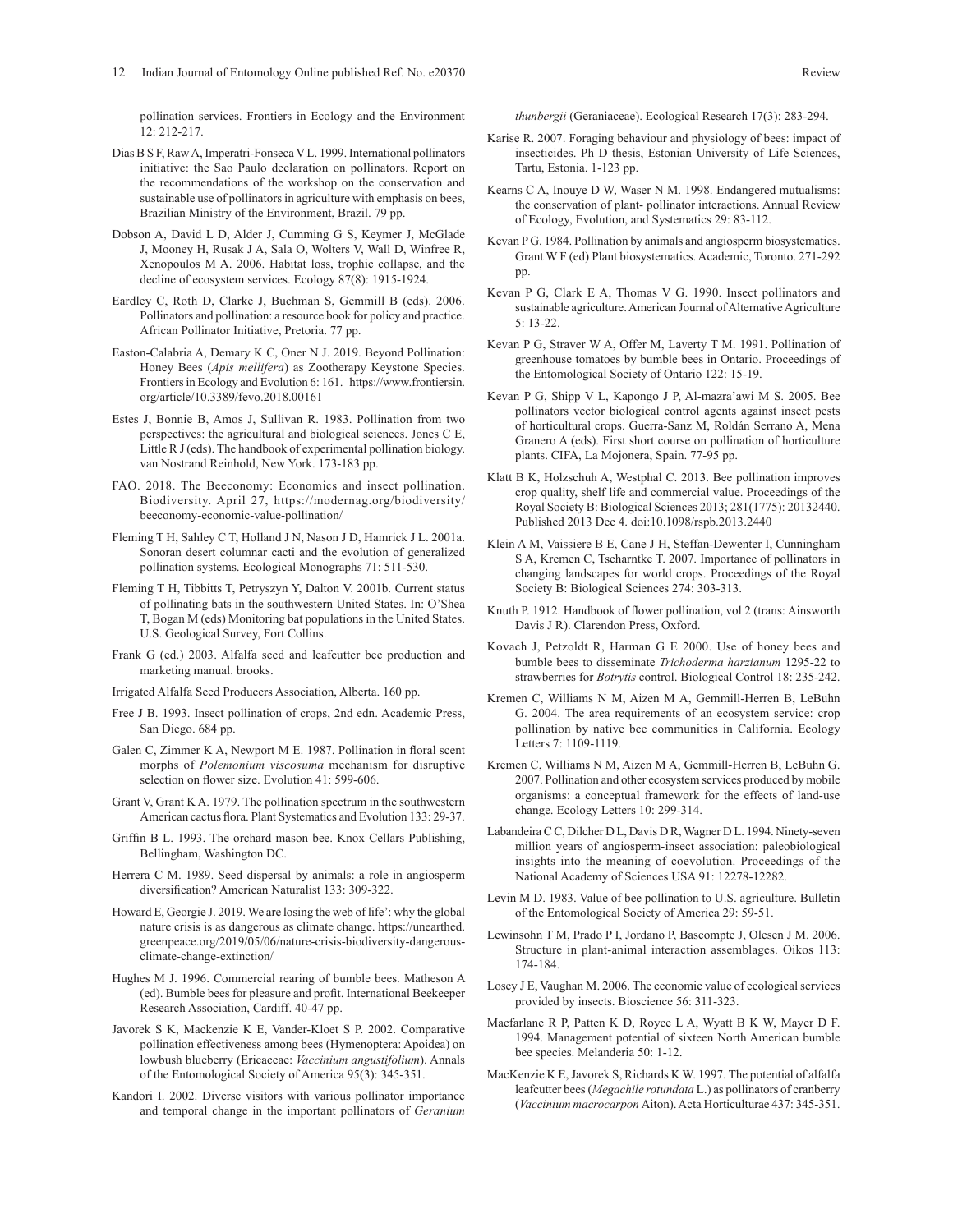pollination services. Frontiers in Ecology and the Environment 12: 212-217.

Dias B S F, Raw A, Imperatri-Fonseca V L. 1999. International pollinators initiative: the Sao Paulo declaration on pollinators. Report on the recommendations of the workshop on the conservation and sustainable use of pollinators in agriculture with emphasis on bees, Brazilian Ministry of the Environment, Brazil. 79 pp.

Dobson A, David L D, Alder J, Cumming G S, Keymer J, McGlade J, Mooney H, Rusak J A, Sala O, Wolters V, Wall D, Winfree R, Xenopoulos M A. 2006. Habitat loss, trophic collapse, and the decline of ecosystem services. Ecology 87(8): 1915-1924.

Eardley C, Roth D, Clarke J, Buchman S, Gemmill B (eds). 2006. Pollinators and pollination: a resource book for policy and practice. African Pollinator Initiative, Pretoria. 77 pp.

Easton-Calabria A, Demary K C, Oner N J. 2019. Beyond Pollination: Honey Bees (*Apis mellifera*) as Zootherapy Keystone Species. Frontiers in Ecology and Evolution 6: 161. https://www.frontiersin.org/article/10.3389/fevo.2018.00161

Estes J, Bonnie B, Amos J, Sullivan R. 1983. Pollination from two perspectives: the agricultural and biological sciences. Jones C E, Little R J (eds). The handbook of experimental pollination biology. van Nostrand Reinhold, New York. 173-183 pp.

FAO. 2018. The Beeconomy: Economics and insect pollination. Biodiversity. April 27, https://modernag.org/biodiversity/beeconomy-economic-value-pollination/

Fleming T H, Sahley C T, Holland J N, Nason J D, Hamrick J L. 2001a. Sonoran desert columnar cacti and the evolution of generalized pollination systems. Ecological Monographs 71: 511-530.

Fleming T H, Tibbitts T, Petryszyn Y, Dalton V. 2001b. Current status of pollinating bats in the southwestern United States. In: O'Shea T, Bogan M (eds) Monitoring bat populations in the United States. U.S. Geological Survey, Fort Collins.

Frank G (ed.) 2003. Alfalfa seed and leafcutter bee production and marketing manual. brooks.

Irrigated Alfalfa Seed Producers Association, Alberta. 160 pp.

Free J B. 1993. Insect pollination of crops, 2nd edn. Academic Press, San Diego. 684 pp.

Galen C, Zimmer K A, Newport M E. 1987. Pollination in floral scent morphs of *Polemonium viscosuma* mechanism for disruptive selection on flower size. Evolution 41: 599-606.

Grant V, Grant K A. 1979. The pollination spectrum in the southwestern American cactus flora. Plant Systematics and Evolution 133: 29-37.

Griffin B L. 1993. The orchard mason bee. Knox Cellars Publishing, Bellingham, Washington DC.

Herrera C M. 1989. Seed dispersal by animals: a role in angiosperm diversification? American Naturalist 133: 309-322.

Howard E, Georgie J. 2019. We are losing the web of life': why the global nature crisis is as dangerous as climate change. https://unearthed.greenpeace.org/2019/05/06/nature-crisis-biodiversity-dangerous-climate-change-extinction/

Hughes M J. 1996. Commercial rearing of bumble bees. Matheson A (ed). Bumble bees for pleasure and profit. International Beekeeper Research Association, Cardiff. 40-47 pp.

Javorek S K, Mackenzie K E, Vander-Kloet S P. 2002. Comparative pollination effectiveness among bees (Hymenoptera: Apoidea) on lowbush blueberry (Ericaceae: *Vaccinium angustifolium*). Annals of the Entomological Society of America 95(3): 345-351.

Kandori I. 2002. Diverse visitors with various pollinator importance and temporal change in the important pollinators of *Geranium thunbergii* (Geraniaceae). Ecological Research 17(3): 283-294.

Karise R. 2007. Foraging behaviour and physiology of bees: impact of insecticides. Ph D thesis, Estonian University of Life Sciences, Tartu, Estonia. 1-123 pp.

Kearns C A, Inouye D W, Waser N M. 1998. Endangered mutualisms: the conservation of plant- pollinator interactions. Annual Review of Ecology, Evolution, and Systematics 29: 83-112.

Kevan P G. 1984. Pollination by animals and angiosperm biosystematics. Grant W F (ed) Plant biosystematics. Academic, Toronto. 271-292 pp.

Kevan P G, Clark E A, Thomas V G. 1990. Insect pollinators and sustainable agriculture. American Journal of Alternative Agriculture 5: 13-22.

Kevan P G, Straver W A, Offer M, Laverty T M. 1991. Pollination of greenhouse tomatoes by bumble bees in Ontario. Proceedings of the Entomological Society of Ontario 122: 15-19.

Kevan P G, Shipp V L, Kapongo J P, Al-mazra'awi M S. 2005. Bee pollinators vector biological control agents against insect pests of horticultural crops. Guerra-Sanz M, Roldán Serrano A, Mena Granero A (eds). First short course on pollination of horticulture plants. CIFA, La Mojonera, Spain. 77-95 pp.

Klatt B K, Holzschuh A, Westphal C. 2013. Bee pollination improves crop quality, shelf life and commercial value. Proceedings of the Royal Society B: Biological Sciences 2013; 281(1775): 20132440. Published 2013 Dec 4. doi:10.1098/rspb.2013.2440

Klein A M, Vaissiere B E, Cane J H, Steffan-Dewenter I, Cunningham S A, Kremen C, Tscharntke T. 2007. Importance of pollinators in changing landscapes for world crops. Proceedings of the Royal Society B: Biological Sciences 274: 303-313.

Knuth P. 1912. Handbook of flower pollination, vol 2 (trans: Ainsworth Davis J R). Clarendon Press, Oxford.

Kovach J, Petzoldt R, Harman G E 2000. Use of honey bees and bumble bees to disseminate *Trichoderma harzianum* 1295-22 to strawberries for *Botrytis* control. Biological Control 18: 235-242.

Kremen C, Williams N M, Aizen M A, Gemmill-Herren B, LeBuhn G. 2004. The area requirements of an ecosystem service: crop pollination by native bee communities in California. Ecology Letters 7: 1109-1119.

Kremen C, Williams N M, Aizen M A, Gemmill-Herren B, LeBuhn G. 2007. Pollination and other ecosystem services produced by mobile organisms: a conceptual framework for the effects of land-use change. Ecology Letters 10: 299-314.

Labandeira C C, Dilcher D L, Davis D R, Wagner D L. 1994. Ninety-seven million years of angiosperm-insect association: paleobiological insights into the meaning of coevolution. Proceedings of the National Academy of Sciences USA 91: 12278-12282.

Levin M D. 1983. Value of bee pollination to U.S. agriculture. Bulletin of the Entomological Society of America 29: 59-51.

Lewinsohn T M, Prado P I, Jordano P, Bascompte J, Olesen J M. 2006. Structure in plant-animal interaction assemblages. Oikos 113: 174-184.

Losey J E, Vaughan M. 2006. The economic value of ecological services provided by insects. Bioscience 56: 311-323.

Macfarlane R P, Patten K D, Royce L A, Wyatt B K W, Mayer D F. 1994. Management potential of sixteen North American bumble bee species. Melanderia 50: 1-12.

MacKenzie K E, Javorek S, Richards K W. 1997. The potential of alfalfa leafcutter bees (*Megachile rotundata* L.) as pollinators of cranberry (*Vaccinium macrocarpon* Aiton). Acta Horticulturae 437: 345-351.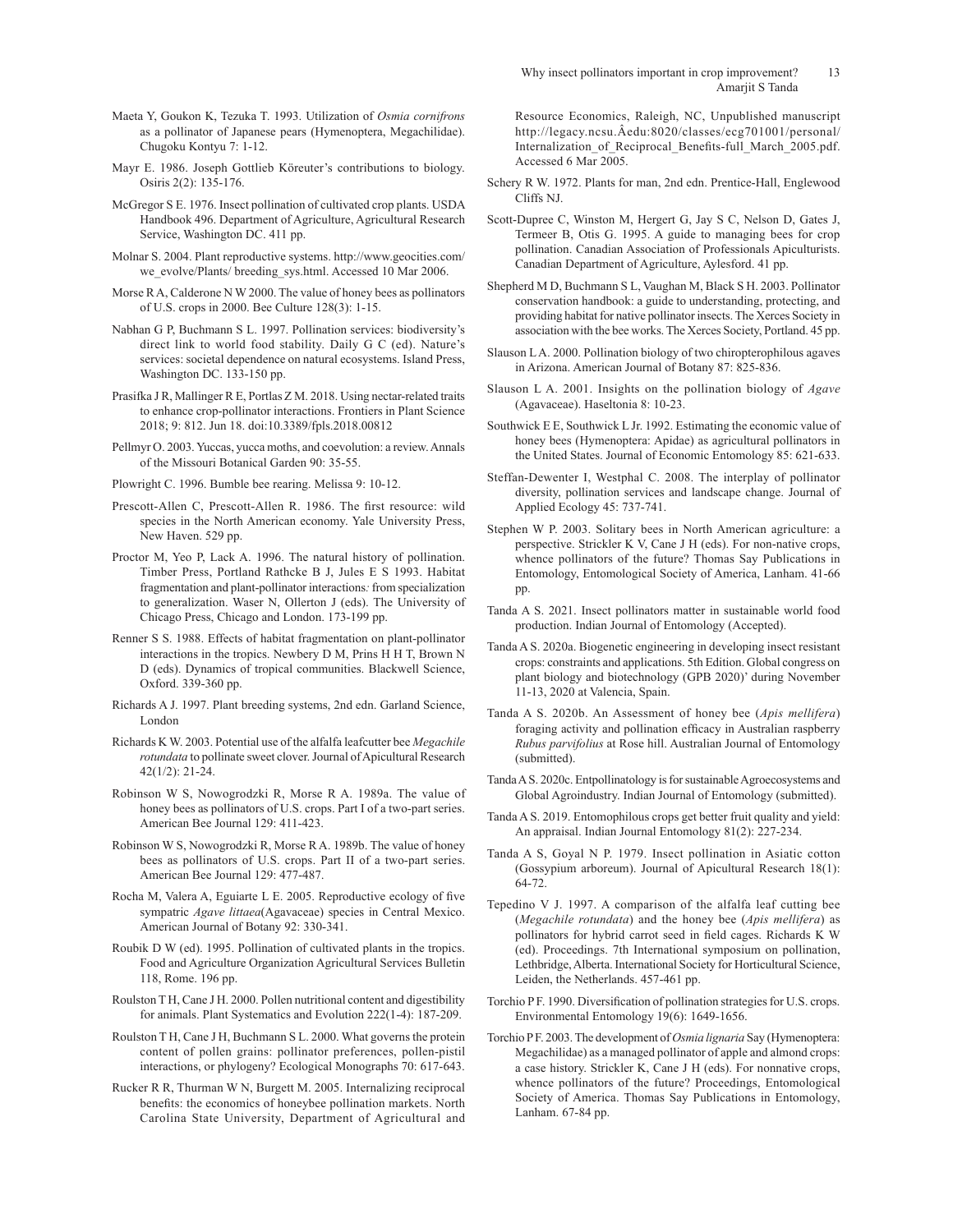Maeta Y, Goukon K, Tezuka T. 1993. Utilization of *Osmia cornifrons* as a pollinator of Japanese pears (Hymenoptera, Megachilidae). Chugoku Kontyu 7: 1-12.

Mayr E. 1986. Joseph Gottlieb Köreuter's contributions to biology. Osiris 2(2): 135-176.

McGregor S E. 1976. Insect pollination of cultivated crop plants. USDA Handbook 496. Department of Agriculture, Agricultural Research Service, Washington DC. 411 pp.

Molnar S. 2004. Plant reproductive systems. http://www.geocities.com/we_evolve/Plants/ breeding_sys.html. Accessed 10 Mar 2006.

Morse R A, Calderone N W 2000. The value of honey bees as pollinators of U.S. crops in 2000. Bee Culture 128(3): 1-15.

Nabhan G P, Buchmann S L. 1997. Pollination services: biodiversity's direct link to world food stability. Daily G C (ed). Nature's services: societal dependence on natural ecosystems. Island Press, Washington DC. 133-150 pp.

Prasifka J R, Mallinger R E, Portlas Z M. 2018. Using nectar-related traits to enhance crop-pollinator interactions. Frontiers in Plant Science 2018; 9: 812. Jun 18. doi:10.3389/fpls.2018.00812

Pellmyr O. 2003. Yuccas, yucca moths, and coevolution: a review. Annals of the Missouri Botanical Garden 90: 35-55.

Plowright C. 1996. Bumble bee rearing. Melissa 9: 10-12.

Prescott-Allen C, Prescott-Allen R. 1986. The first resource: wild species in the North American economy. Yale University Press, New Haven. 529 pp.

Proctor M, Yeo P, Lack A. 1996. The natural history of pollination. Timber Press, Portland Rathcke B J, Jules E S 1993. Habitat fragmentation and plant-pollinator interactions: from specialization to generalization. Waser N, Ollerton J (eds). The University of Chicago Press, Chicago and London. 173-199 pp.

Renner S S. 1988. Effects of habitat fragmentation on plant-pollinator interactions in the tropics. Newbery D M, Prins H H T, Brown N D (eds). Dynamics of tropical communities. Blackwell Science, Oxford. 339-360 pp.

Richards A J. 1997. Plant breeding systems, 2nd edn. Garland Science, London

Richards K W. 2003. Potential use of the alfalfa leafcutter bee *Megachile rotundata* to pollinate sweet clover. Journal of Apicultural Research 42(1/2): 21-24.

Robinson W S, Nowogrodzki R, Morse R A. 1989a. The value of honey bees as pollinators of U.S. crops. Part I of a two-part series. American Bee Journal 129: 411-423.

Robinson W S, Nowogrodzki R, Morse R A. 1989b. The value of honey bees as pollinators of U.S. crops. Part II of a two-part series. American Bee Journal 129: 477-487.

Rocha M, Valera A, Eguiarte L E. 2005. Reproductive ecology of five sympatric *Agave littaea*(Agavaceae) species in Central Mexico. American Journal of Botany 92: 330-341.

Roubik D W (ed). 1995. Pollination of cultivated plants in the tropics. Food and Agriculture Organization Agricultural Services Bulletin 118, Rome. 196 pp.

Roulston T H, Cane J H. 2000. Pollen nutritional content and digestibility for animals. Plant Systematics and Evolution 222(1-4): 187-209.

Roulston T H, Cane J H, Buchmann S L. 2000. What governs the protein content of pollen grains: pollinator preferences, pollen-pistil interactions, or phylogeny? Ecological Monographs 70: 617-643.

Rucker R R, Thurman W N, Burgett M. 2005. Internalizing reciprocal benefits: the economics of honeybee pollination markets. North Carolina State University, Department of Agricultural and Resource Economics, Raleigh, NC, Unpublished manuscript http://legacy.ncsu.Âedu:8020/classes/ecg701001/personal/Internalization_of_Reciprocal_Benefits-full_March_2005.pdf. Accessed 6 Mar 2005.

Schery R W. 1972. Plants for man, 2nd edn. Prentice-Hall, Englewood Cliffs NJ.

Scott-Dupree C, Winston M, Hergert G, Jay S C, Nelson D, Gates J, Termeer B, Otis G. 1995. A guide to managing bees for crop pollination. Canadian Association of Professionals Apiculturists. Canadian Department of Agriculture, Aylesford. 41 pp.

Shepherd M D, Buchmann S L, Vaughan M, Black S H. 2003. Pollinator conservation handbook: a guide to understanding, protecting, and providing habitat for native pollinator insects. The Xerces Society in association with the bee works. The Xerces Society, Portland. 45 pp.

Slauson L A. 2000. Pollination biology of two chiropterophilous agaves in Arizona. American Journal of Botany 87: 825-836.

Slauson L A. 2001. Insights on the pollination biology of *Agave* (Agavaceae). Haseltonia 8: 10-23.

Southwick E E, Southwick L Jr. 1992. Estimating the economic value of honey bees (Hymenoptera: Apidae) as agricultural pollinators in the United States. Journal of Economic Entomology 85: 621-633.

Steffan-Dewenter I, Westphal C. 2008. The interplay of pollinator diversity, pollination services and landscape change. Journal of Applied Ecology 45: 737-741.

Stephen W P. 2003. Solitary bees in North American agriculture: a perspective. Strickler K V, Cane J H (eds). For non-native crops, whence pollinators of the future? Thomas Say Publications in Entomology, Entomological Society of America, Lanham. 41-66 pp.

Tanda A S. 2021. Insect pollinators matter in sustainable world food production. Indian Journal of Entomology (Accepted).

Tanda A S. 2020a. Biogenetic engineering in developing insect resistant crops: constraints and applications. 5th Edition. Global congress on plant biology and biotechnology (GPB 2020)' during November 11-13, 2020 at Valencia, Spain.

Tanda A S. 2020b. An Assessment of honey bee (*Apis mellifera*) foraging activity and pollination efficacy in Australian raspberry *Rubus parvifolius* at Rose hill. Australian Journal of Entomology (submitted).

Tanda A S. 2020c. Entpollinatology is for sustainable Agroecosystems and Global Agroindustry. Indian Journal of Entomology (submitted).

Tanda A S. 2019. Entomophilous crops get better fruit quality and yield: An appraisal. Indian Journal Entomology 81(2): 227-234.

Tanda A S, Goyal N P. 1979. Insect pollination in Asiatic cotton (Gossypium arboreum). Journal of Apicultural Research 18(1): 64-72.

Tepedino V J. 1997. A comparison of the alfalfa leaf cutting bee (*Megachile rotundata*) and the honey bee (*Apis mellifera*) as pollinators for hybrid carrot seed in field cages. Richards K W (ed). Proceedings. 7th International symposium on pollination, Lethbridge, Alberta. International Society for Horticultural Science, Leiden, the Netherlands. 457-461 pp.

Torchio P F. 1990. Diversification of pollination strategies for U.S. crops. Environmental Entomology 19(6): 1649-1656.

Torchio P F. 2003. The development of *Osmia lignaria* Say (Hymenoptera: Megachilidae) as a managed pollinator of apple and almond crops: a case history. Strickler K, Cane J H (eds). For nonnative crops, whence pollinators of the future? Proceedings, Entomological Society of America. Thomas Say Publications in Entomology, Lanham. 67-84 pp.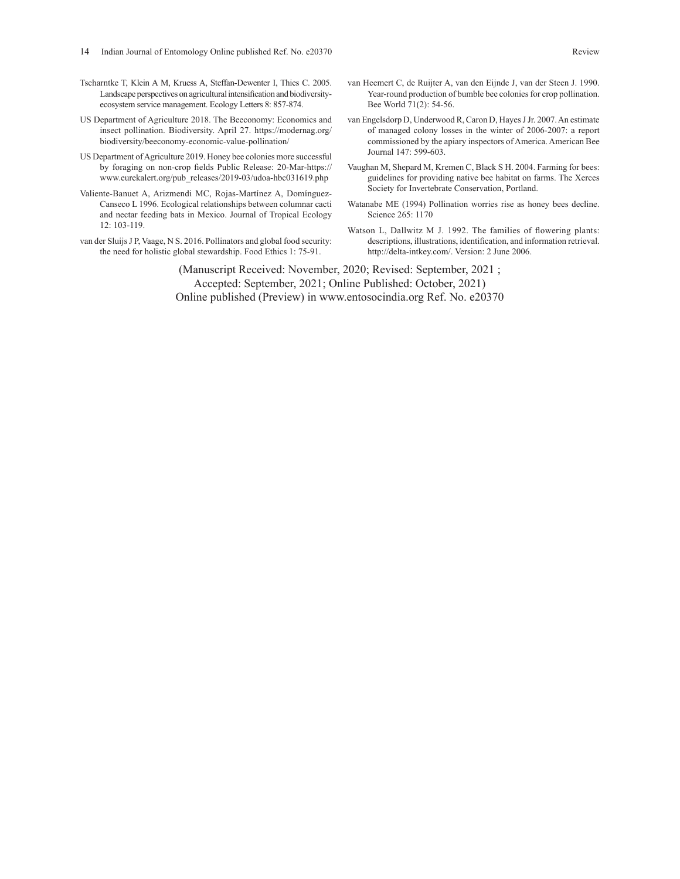Tscharntke T, Klein A M, Kruess A, Steffan-Dewenter I, Thies C. 2005. Landscape perspectives on agricultural intensification and biodiversity-ecosystem service management. Ecology Letters 8: 857-874.

US Department of Agriculture 2018. The Beeconomy: Economics and insect pollination. Biodiversity. April 27. https://modernag.org/biodiversity/beeconomy-economic-value-pollination/

US Department of Agriculture 2019. Honey bee colonies more successful by foraging on non-crop fields Public Release: 20-Mar-https://www.eurekalert.org/pub_releases/2019-03/udoa-hbc031619.php

Valiente-Banuet A, Arizmendi MC, Rojas-Martínez A, Domínguez-Canseco L 1996. Ecological relationships between columnar cacti and nectar feeding bats in Mexico. Journal of Tropical Ecology 12: 103-119.

van der Sluijs J P, Vaage, N S. 2016. Pollinators and global food security: the need for holistic global stewardship. Food Ethics 1: 75-91.

van Heemert C, de Ruijter A, van den Eijnde J, van der Steen J. 1990. Year-round production of bumble bee colonies for crop pollination. Bee World 71(2): 54-56.

van Engelsdorp D, Underwood R, Caron D, Hayes J Jr. 2007. An estimate of managed colony losses in the winter of 2006-2007: a report commissioned by the apiary inspectors of America. American Bee Journal 147: 599-603.

Vaughan M, Shepard M, Kremen C, Black S H. 2004. Farming for bees: guidelines for providing native bee habitat on farms. The Xerces Society for Invertebrate Conservation, Portland.

Watanabe ME (1994) Pollination worries rise as honey bees decline. Science 265: 1170

Watson L, Dallwitz M J. 1992. The families of flowering plants: descriptions, illustrations, identification, and information retrieval. http://delta-intkey.com/. Version: 2 June 2006.

(Manuscript Received: November, 2020; Revised: September, 2021 ; Accepted: September, 2021; Online Published: October, 2021)
Online published (Preview) in www.entosocindia.org Ref. No. e20370